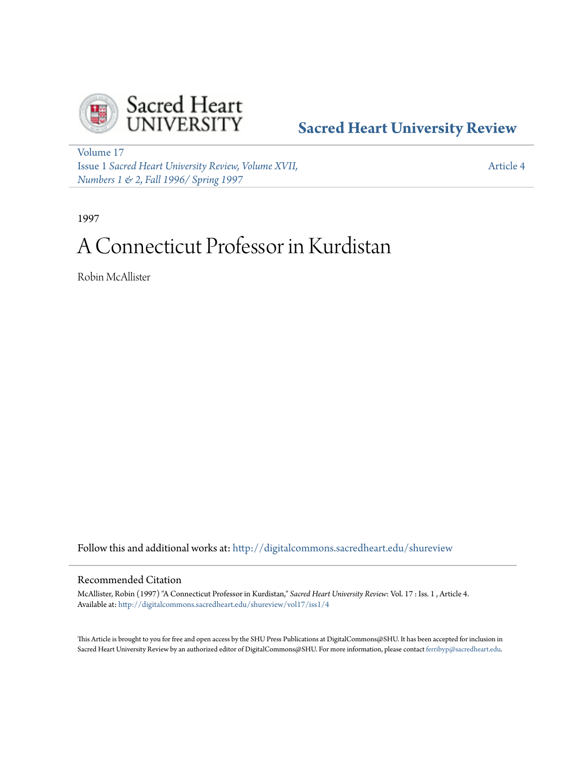Sacred Heart University Review

Volume 17
Issue 1 *Sacred Heart University Review, Volume XVII, Numbers 1 & 2, Fall 1996/ Spring 1997*

Article 4

1997

# A Connecticut Professor in Kurdistan

Robin McAllister

Follow this and additional works at: http://digitalcommons.sacredheart.edu/shureview

## Recommended Citation

McAllister, Robin (1997) "A Connecticut Professor in Kurdistan," *Sacred Heart University Review*: Vol. 17 : Iss. 1 , Article 4.
Available at: http://digitalcommons.sacredheart.edu/shureview/vol17/iss1/4

This Article is brought to you for free and open access by the SHU Press Publications at DigitalCommons@SHU. It has been accepted for inclusion in Sacred Heart University Review by an authorized editor of DigitalCommons@SHU. For more information, please contact ferribyp@sacredheart.edu.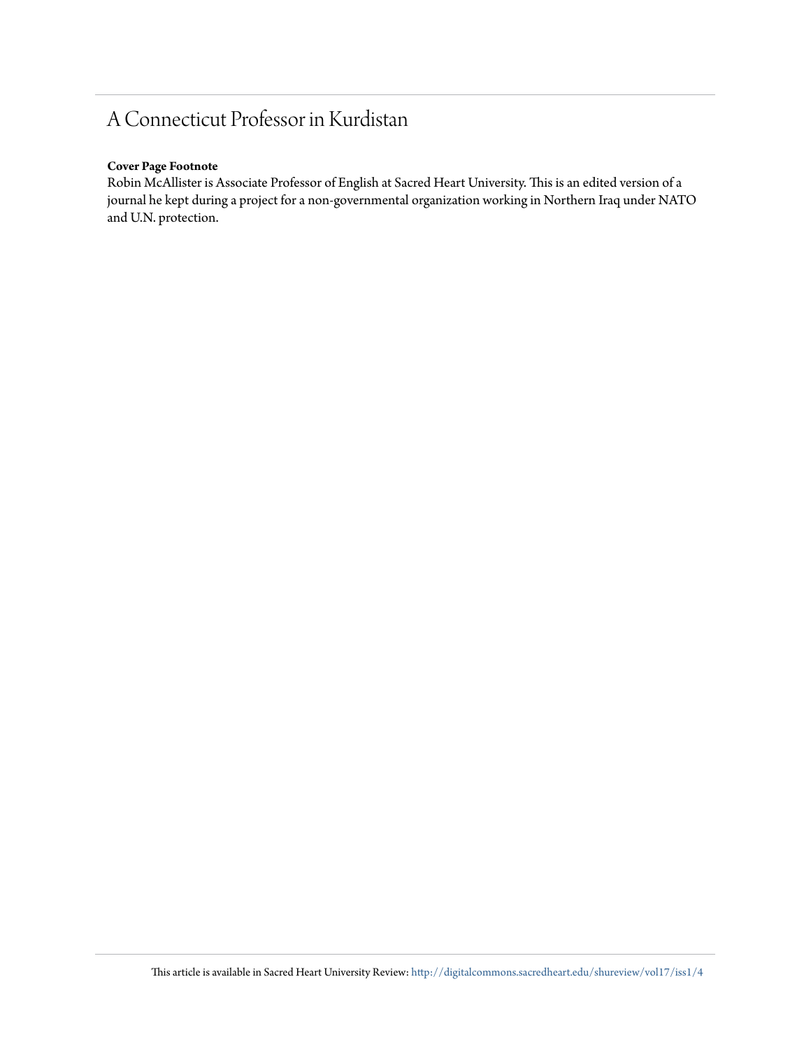# A Connecticut Professor in Kurdistan

**Cover Page Footnote**

Robin McAllister is Associate Professor of English at Sacred Heart University. This is an edited version of a journal he kept during a project for a non-governmental organization working in Northern Iraq under NATO and U.N. protection.

This article is available in Sacred Heart University Review: http://digitalcommons.sacredheart.edu/shureview/vol17/iss1/4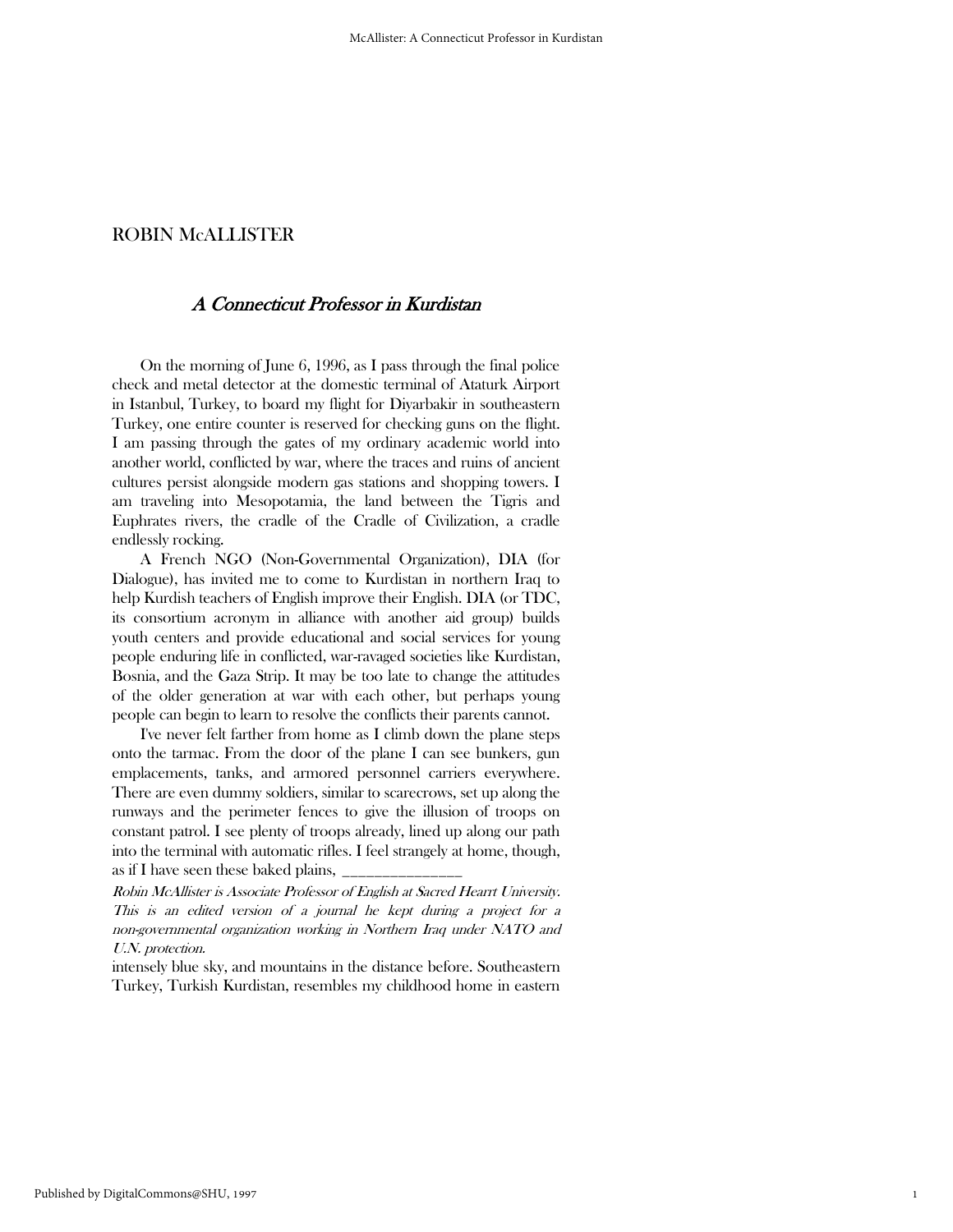ROBIN McALLISTER

## *A Connecticut Professor in Kurdistan*

On the morning of June 6, 1996, as I pass through the final police check and metal detector at the domestic terminal of Ataturk Airport in Istanbul, Turkey, to board my flight for Diyarbakir in southeastern Turkey, one entire counter is reserved for checking guns on the flight. I am passing through the gates of my ordinary academic world into another world, conflicted by war, where the traces and ruins of ancient cultures persist alongside modern gas stations and shopping towers. I am traveling into Mesopotamia, the land between the Tigris and Euphrates rivers, the cradle of the Cradle of Civilization, a cradle endlessly rocking.

A French NGO (Non-Governmental Organization), DIA (for Dialogue), has invited me to come to Kurdistan in northern Iraq to help Kurdish teachers of English improve their English. DIA (or TDC, its consortium acronym in alliance with another aid group) builds youth centers and provide educational and social services for young people enduring life in conflicted, war-ravaged societies like Kurdistan, Bosnia, and the Gaza Strip. It may be too late to change the attitudes of the older generation at war with each other, but perhaps young people can begin to learn to resolve the conflicts their parents cannot.

I've never felt farther from home as I climb down the plane steps onto the tarmac. From the door of the plane I can see bunkers, gun emplacements, tanks, and armored personnel carriers everywhere. There are even dummy soldiers, similar to scarecrows, set up along the runways and the perimeter fences to give the illusion of troops on constant patrol. I see plenty of troops already, lined up along our path into the terminal with automatic rifles. I feel strangely at home, though, as if I have seen these baked plains, intensely blue sky, and mountains in the distance before. Southeastern Turkey, Turkish Kurdistan, resembles my childhood home in eastern

---

*Robin McAllister is Associate Professor of English at Sacred Hearrt University. This is an edited version of a journal he kept during a project for a non-governmental organization working in Northern Iraq under NATO and U.N. protection.*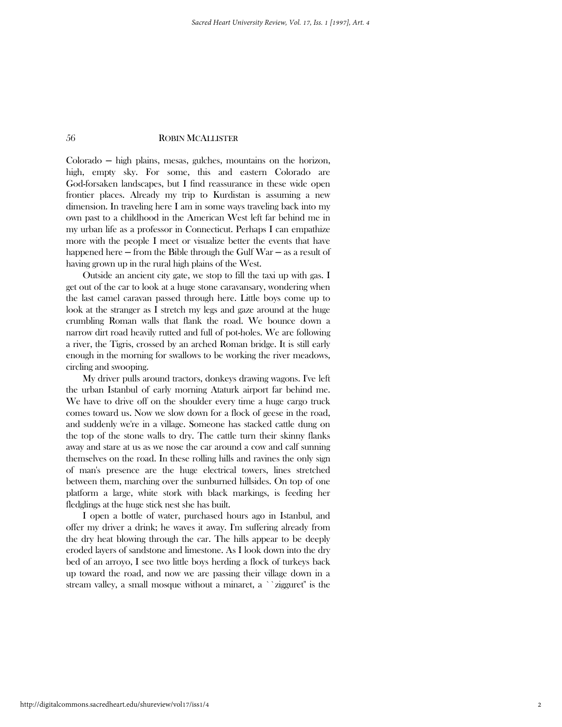Colorado — high plains, mesas, gulches, mountains on the horizon, high, empty sky. For some, this and eastern Colorado are God-forsaken landscapes, but I find reassurance in these wide open frontier places. Already my trip to Kurdistan is assuming a new dimension. In traveling here I am in some ways traveling back into my own past to a childhood in the American West left far behind me in my urban life as a professor in Connecticut. Perhaps I can empathize more with the people I meet or visualize better the events that have happened here — from the Bible through the Gulf War — as a result of having grown up in the rural high plains of the West.

Outside an ancient city gate, we stop to fill the taxi up with gas. I get out of the car to look at a huge stone caravansary, wondering when the last camel caravan passed through here. Little boys come up to look at the stranger as I stretch my legs and gaze around at the huge crumbling Roman walls that flank the road. We bounce down a narrow dirt road heavily rutted and full of pot-holes. We are following a river, the Tigris, crossed by an arched Roman bridge. It is still early enough in the morning for swallows to be working the river meadows, circling and swooping.

My driver pulls around tractors, donkeys drawing wagons. I've left the urban Istanbul of early morning Ataturk airport far behind me. We have to drive off on the shoulder every time a huge cargo truck comes toward us. Now we slow down for a flock of geese in the road, and suddenly we're in a village. Someone has stacked cattle dung on the top of the stone walls to dry. The cattle turn their skinny flanks away and stare at us as we nose the car around a cow and calf sunning themselves on the road. In these rolling hills and ravines the only sign of man's presence are the huge electrical towers, lines stretched between them, marching over the sunburned hillsides. On top of one platform a large, white stork with black markings, is feeding her fledglings at the huge stick nest she has built.

I open a bottle of water, purchased hours ago in Istanbul, and offer my driver a drink; he waves it away. I'm suffering already from the dry heat blowing through the car. The hills appear to be deeply eroded layers of sandstone and limestone. As I look down into the dry bed of an arroyo, I see two little boys herding a flock of turkeys back up toward the road, and now we are passing their village down in a stream valley, a small mosque without a minaret, a "zigguret" is the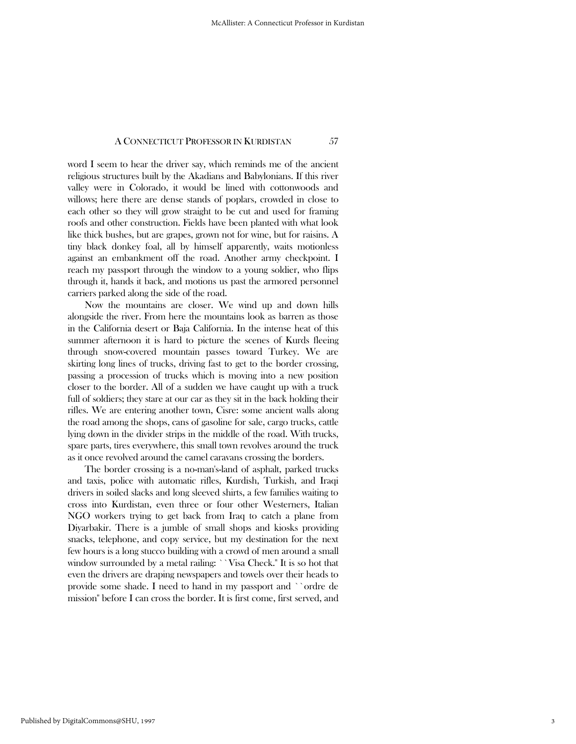word I seem to hear the driver say, which reminds me of the ancient religious structures built by the Akadians and Babylonians. If this river valley were in Colorado, it would be lined with cottonwoods and willows; here there are dense stands of poplars, crowded in close to each other so they will grow straight to be cut and used for framing roofs and other construction. Fields have been planted with what look like thick bushes, but are grapes, grown not for wine, but for raisins. A tiny black donkey foal, all by himself apparently, waits motionless against an embankment off the road. Another army checkpoint. I reach my passport through the window to a young soldier, who flips through it, hands it back, and motions us past the armored personnel carriers parked along the side of the road.

Now the mountains are closer. We wind up and down hills alongside the river. From here the mountains look as barren as those in the California desert or Baja California. In the intense heat of this summer afternoon it is hard to picture the scenes of Kurds fleeing through snow-covered mountain passes toward Turkey. We are skirting long lines of trucks, driving fast to get to the border crossing, passing a procession of trucks which is moving into a new position closer to the border. All of a sudden we have caught up with a truck full of soldiers; they stare at our car as they sit in the back holding their rifles. We are entering another town, Cisre: some ancient walls along the road among the shops, cans of gasoline for sale, cargo trucks, cattle lying down in the divider strips in the middle of the road. With trucks, spare parts, tires everywhere, this small town revolves around the truck as it once revolved around the camel caravans crossing the borders.

The border crossing is a no-man's-land of asphalt, parked trucks and taxis, police with automatic rifles, Kurdish, Turkish, and Iraqi drivers in soiled slacks and long sleeved shirts, a few families waiting to cross into Kurdistan, even three or four other Westerners, Italian NGO workers trying to get back from Iraq to catch a plane from Diyarbakir. There is a jumble of small shops and kiosks providing snacks, telephone, and copy service, but my destination for the next few hours is a long stucco building with a crowd of men around a small window surrounded by a metal railing: ``Visa Check.'' It is so hot that even the drivers are draping newspapers and towels over their heads to provide some shade. I need to hand in my passport and ``ordre de mission'' before I can cross the border. It is first come, first served, and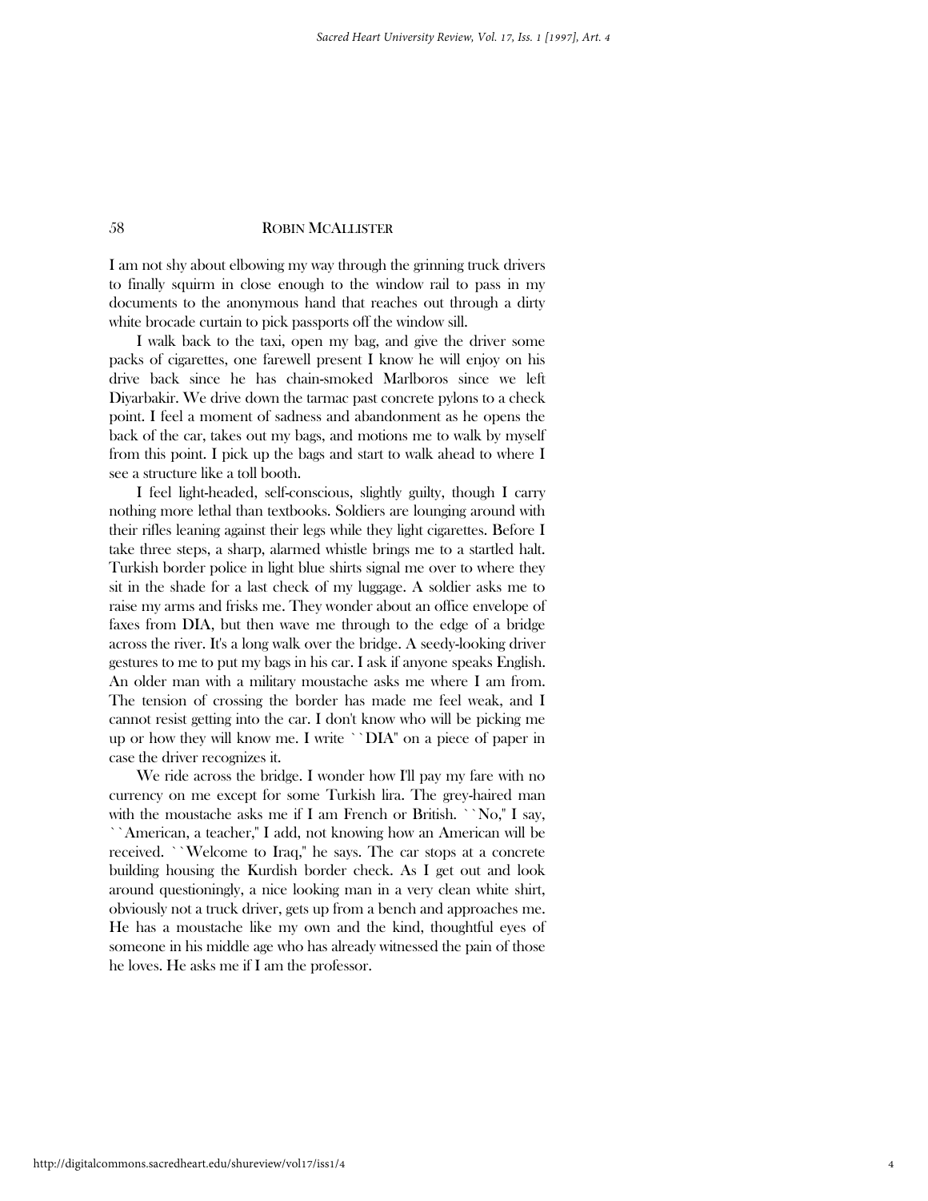I am not shy about elbowing my way through the grinning truck drivers to finally squirm in close enough to the window rail to pass in my documents to the anonymous hand that reaches out through a dirty white brocade curtain to pick passports off the window sill.

I walk back to the taxi, open my bag, and give the driver some packs of cigarettes, one farewell present I know he will enjoy on his drive back since he has chain-smoked Marlboros since we left Diyarbakir. We drive down the tarmac past concrete pylons to a check point. I feel a moment of sadness and abandonment as he opens the back of the car, takes out my bags, and motions me to walk by myself from this point. I pick up the bags and start to walk ahead to where I see a structure like a toll booth.

I feel light-headed, self-conscious, slightly guilty, though I carry nothing more lethal than textbooks. Soldiers are lounging around with their rifles leaning against their legs while they light cigarettes. Before I take three steps, a sharp, alarmed whistle brings me to a startled halt. Turkish border police in light blue shirts signal me over to where they sit in the shade for a last check of my luggage. A soldier asks me to raise my arms and frisks me. They wonder about an office envelope of faxes from DIA, but then wave me through to the edge of a bridge across the river. It's a long walk over the bridge. A seedy-looking driver gestures to me to put my bags in his car. I ask if anyone speaks English. An older man with a military moustache asks me where I am from. The tension of crossing the border has made me feel weak, and I cannot resist getting into the car. I don't know who will be picking me up or how they will know me. I write ``DIA'' on a piece of paper in case the driver recognizes it.

We ride across the bridge. I wonder how I'll pay my fare with no currency on me except for some Turkish lira. The grey-haired man with the moustache asks me if I am French or British. ``No,'' I say, ``American, a teacher,'' I add, not knowing how an American will be received. ``Welcome to Iraq,'' he says. The car stops at a concrete building housing the Kurdish border check. As I get out and look around questioningly, a nice looking man in a very clean white shirt, obviously not a truck driver, gets up from a bench and approaches me. He has a moustache like my own and the kind, thoughtful eyes of someone in his middle age who has already witnessed the pain of those he loves. He asks me if I am the professor.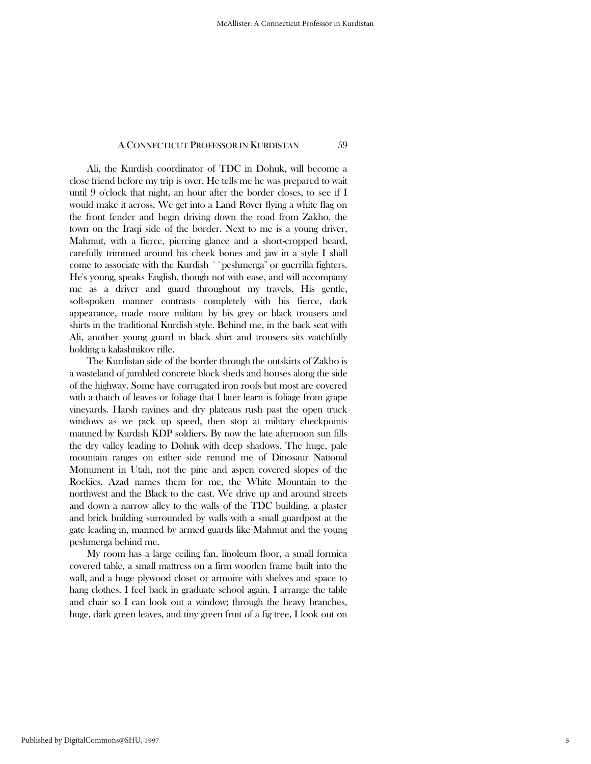Ali, the Kurdish coordinator of TDC in Dohuk, will become a close friend before my trip is over. He tells me he was prepared to wait until 9 o'clock that night, an hour after the border closes, to see if I would make it across. We get into a Land Rover flying a white flag on the front fender and begin driving down the road from Zakho, the town on the Iraqi side of the border. Next to me is a young driver, Mahmut, with a fierce, piercing glance and a short-cropped beard, carefully trimmed around his cheek bones and jaw in a style I shall come to associate with the Kurdish ``peshmerga" or guerrilla fighters. He's young, speaks English, though not with ease, and will accompany me as a driver and guard throughout my travels. His gentle, soft-spoken manner contrasts completely with his fierce, dark appearance, made more militant by his grey or black trousers and shirts in the traditional Kurdish style. Behind me, in the back seat with Ali, another young guard in black shirt and trousers sits watchfully holding a kalashnikov rifle.

The Kurdistan side of the border through the outskirts of Zakho is a wasteland of jumbled concrete block sheds and houses along the side of the highway. Some have corrugated iron roofs but most are covered with a thatch of leaves or foliage that I later learn is foliage from grape vineyards. Harsh ravines and dry plateaus rush past the open truck windows as we pick up speed, then stop at military checkpoints manned by Kurdish KDP soldiers. By now the late afternoon sun fills the dry valley leading to Dohuk with deep shadows. The huge, pale mountain ranges on either side remind me of Dinosaur National Monument in Utah, not the pine and aspen covered slopes of the Rockies. Azad names them for me, the White Mountain to the northwest and the Black to the east. We drive up and around streets and down a narrow alley to the walls of the TDC building, a plaster and brick building surrounded by walls with a small guardpost at the gate leading in, manned by armed guards like Mahmut and the young peshmerga behind me.

My room has a large ceiling fan, linoleum floor, a small formica covered table, a small mattress on a firm wooden frame built into the wall, and a huge plywood closet or armoire with shelves and space to hang clothes. I feel back in graduate school again. I arrange the table and chair so I can look out a window; through the heavy branches, huge, dark green leaves, and tiny green fruit of a fig tree, I look out on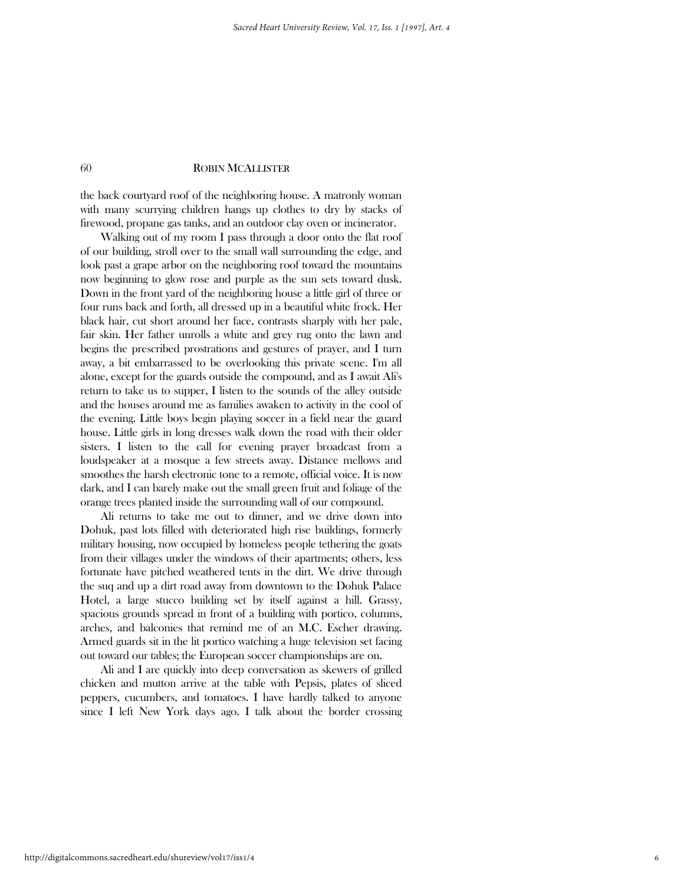the back courtyard roof of the neighboring house. A matronly woman with many scurrying children hangs up clothes to dry by stacks of firewood, propane gas tanks, and an outdoor clay oven or incinerator.

Walking out of my room I pass through a door onto the flat roof of our building, stroll over to the small wall surrounding the edge, and look past a grape arbor on the neighboring roof toward the mountains now beginning to glow rose and purple as the sun sets toward dusk. Down in the front yard of the neighboring house a little girl of three or four runs back and forth, all dressed up in a beautiful white frock. Her black hair, cut short around her face, contrasts sharply with her pale, fair skin. Her father unrolls a white and grey rug onto the lawn and begins the prescribed prostrations and gestures of prayer, and I turn away, a bit embarrassed to be overlooking this private scene. I'm all alone, except for the guards outside the compound, and as I await Ali's return to take us to supper, I listen to the sounds of the alley outside and the houses around me as families awaken to activity in the cool of the evening. Little boys begin playing soccer in a field near the guard house. Little girls in long dresses walk down the road with their older sisters. I listen to the call for evening prayer broadcast from a loudspeaker at a mosque a few streets away. Distance mellows and smoothes the harsh electronic tone to a remote, official voice. It is now dark, and I can barely make out the small green fruit and foliage of the orange trees planted inside the surrounding wall of our compound.

Ali returns to take me out to dinner, and we drive down into Dohuk, past lots filled with deteriorated high rise buildings, formerly military housing, now occupied by homeless people tethering the goats from their villages under the windows of their apartments; others, less fortunate have pitched weathered tents in the dirt. We drive through the suq and up a dirt road away from downtown to the Dohuk Palace Hotel, a large stucco building set by itself against a hill. Grassy, spacious grounds spread in front of a building with portico, columns, arches, and balconies that remind me of an M.C. Escher drawing. Armed guards sit in the lit portico watching a huge television set facing out toward our tables; the European soccer championships are on.

Ali and I are quickly into deep conversation as skewers of grilled chicken and mutton arrive at the table with Pepsis, plates of sliced peppers, cucumbers, and tomatoes. I have hardly talked to anyone since I left New York days ago. I talk about the border crossing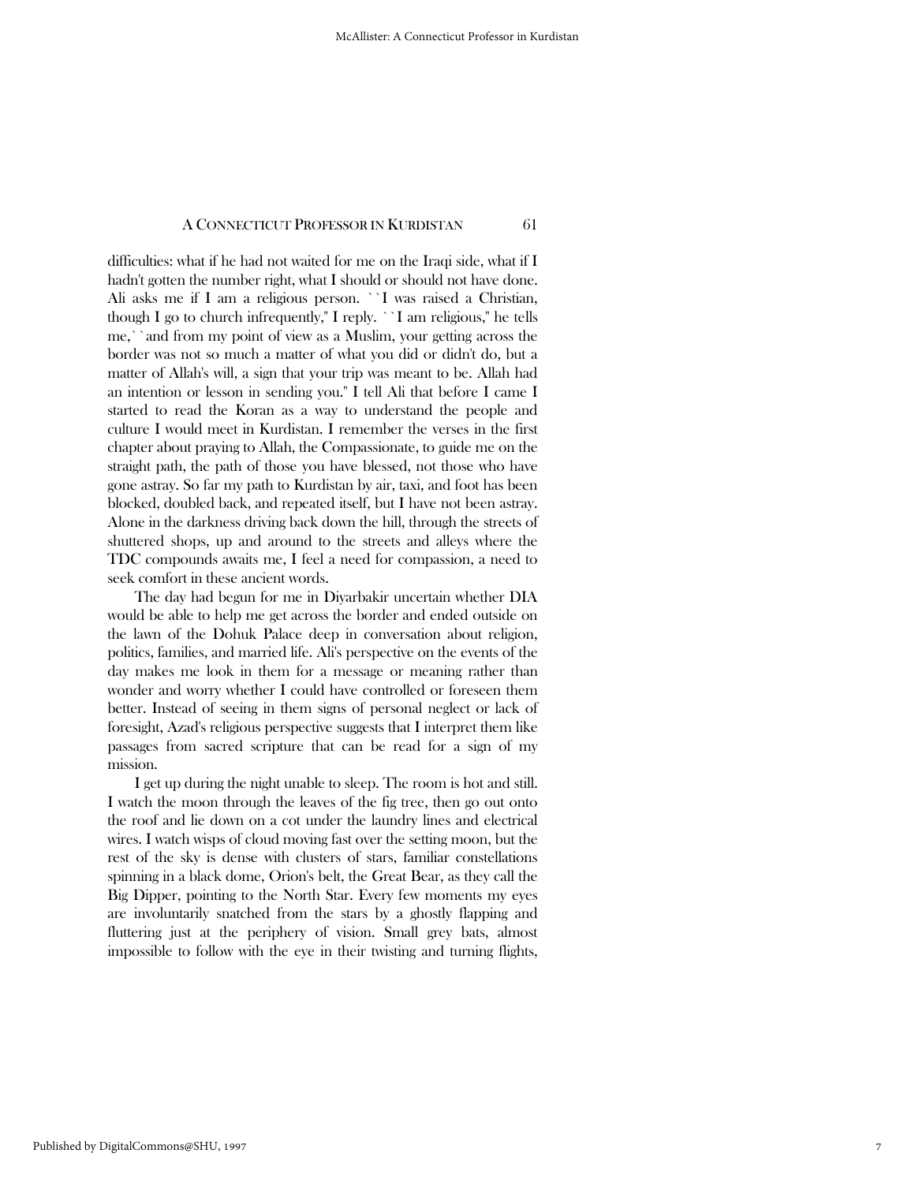difficulties: what if he had not waited for me on the Iraqi side, what if I hadn't gotten the number right, what I should or should not have done. Ali asks me if I am a religious person. ``I was raised a Christian, though I go to church infrequently,'' I reply. ``I am religious,'' he tells me,``and from my point of view as a Muslim, your getting across the border was not so much a matter of what you did or didn't do, but a matter of Allah's will, a sign that your trip was meant to be. Allah had an intention or lesson in sending you.'' I tell Ali that before I came I started to read the Koran as a way to understand the people and culture I would meet in Kurdistan. I remember the verses in the first chapter about praying to Allah, the Compassionate, to guide me on the straight path, the path of those you have blessed, not those who have gone astray. So far my path to Kurdistan by air, taxi, and foot has been blocked, doubled back, and repeated itself, but I have not been astray. Alone in the darkness driving back down the hill, through the streets of shuttered shops, up and around to the streets and alleys where the TDC compounds awaits me, I feel a need for compassion, a need to seek comfort in these ancient words.

The day had begun for me in Diyarbakir uncertain whether DIA would be able to help me get across the border and ended outside on the lawn of the Dohuk Palace deep in conversation about religion, politics, families, and married life. Ali's perspective on the events of the day makes me look in them for a message or meaning rather than wonder and worry whether I could have controlled or foreseen them better. Instead of seeing in them signs of personal neglect or lack of foresight, Azad's religious perspective suggests that I interpret them like passages from sacred scripture that can be read for a sign of my mission.

I get up during the night unable to sleep. The room is hot and still. I watch the moon through the leaves of the fig tree, then go out onto the roof and lie down on a cot under the laundry lines and electrical wires. I watch wisps of cloud moving fast over the setting moon, but the rest of the sky is dense with clusters of stars, familiar constellations spinning in a black dome, Orion's belt, the Great Bear, as they call the Big Dipper, pointing to the North Star. Every few moments my eyes are involuntarily snatched from the stars by a ghostly flapping and fluttering just at the periphery of vision. Small grey bats, almost impossible to follow with the eye in their twisting and turning flights,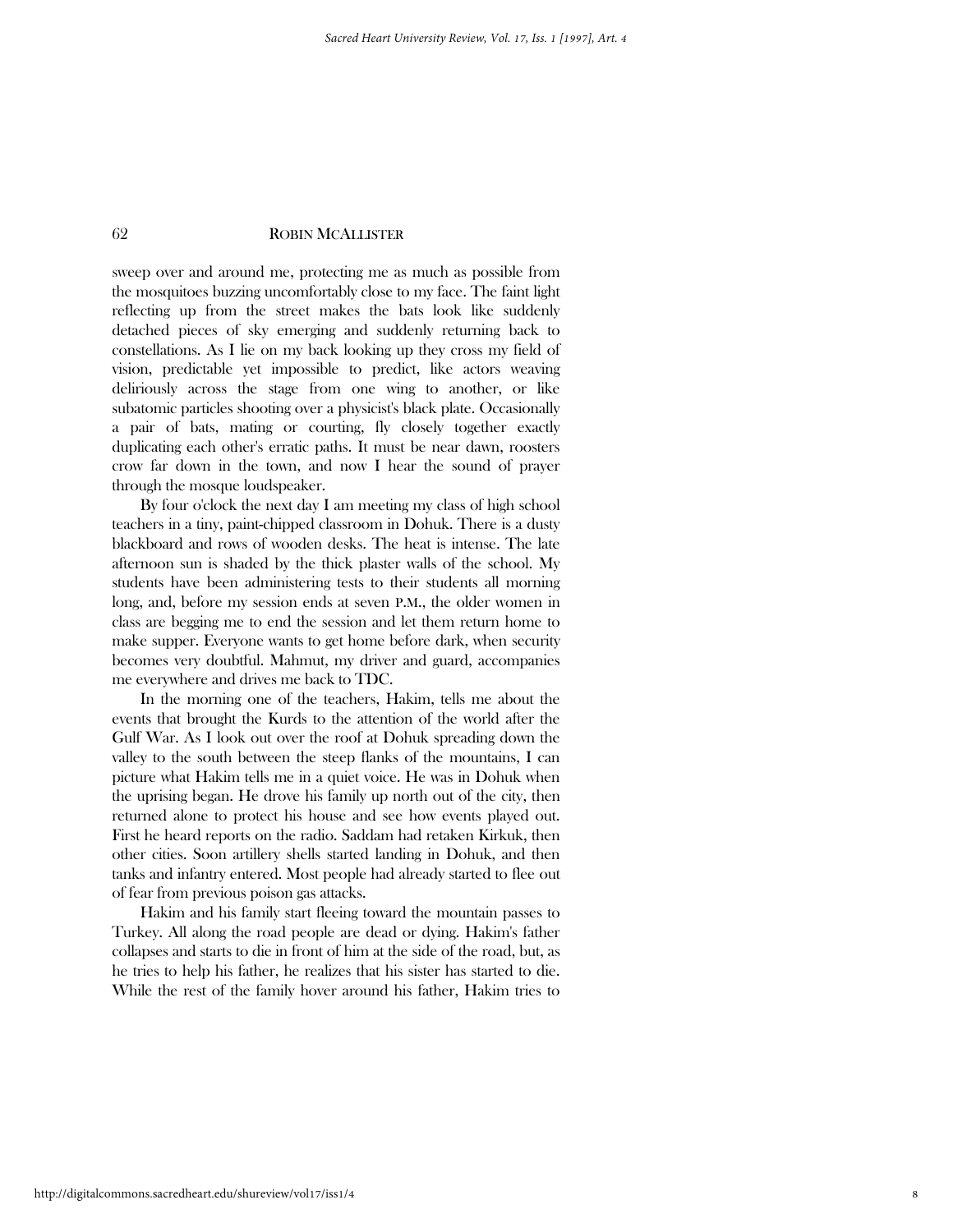sweep over and around me, protecting me as much as possible from the mosquitoes buzzing uncomfortably close to my face. The faint light reflecting up from the street makes the bats look like suddenly detached pieces of sky emerging and suddenly returning back to constellations. As I lie on my back looking up they cross my field of vision, predictable yet impossible to predict, like actors weaving deliriously across the stage from one wing to another, or like subatomic particles shooting over a physicist's black plate. Occasionally a pair of bats, mating or courting, fly closely together exactly duplicating each other's erratic paths. It must be near dawn, roosters crow far down in the town, and now I hear the sound of prayer through the mosque loudspeaker.

By four o'clock the next day I am meeting my class of high school teachers in a tiny, paint-chipped classroom in Dohuk. There is a dusty blackboard and rows of wooden desks. The heat is intense. The late afternoon sun is shaded by the thick plaster walls of the school. My students have been administering tests to their students all morning long, and, before my session ends at seven P.M., the older women in class are begging me to end the session and let them return home to make supper. Everyone wants to get home before dark, when security becomes very doubtful. Mahmut, my driver and guard, accompanies me everywhere and drives me back to TDC.

In the morning one of the teachers, Hakim, tells me about the events that brought the Kurds to the attention of the world after the Gulf War. As I look out over the roof at Dohuk spreading down the valley to the south between the steep flanks of the mountains, I can picture what Hakim tells me in a quiet voice. He was in Dohuk when the uprising began. He drove his family up north out of the city, then returned alone to protect his house and see how events played out. First he heard reports on the radio. Saddam had retaken Kirkuk, then other cities. Soon artillery shells started landing in Dohuk, and then tanks and infantry entered. Most people had already started to flee out of fear from previous poison gas attacks.

Hakim and his family start fleeing toward the mountain passes to Turkey. All along the road people are dead or dying. Hakim's father collapses and starts to die in front of him at the side of the road, but, as he tries to help his father, he realizes that his sister has started to die. While the rest of the family hover around his father, Hakim tries to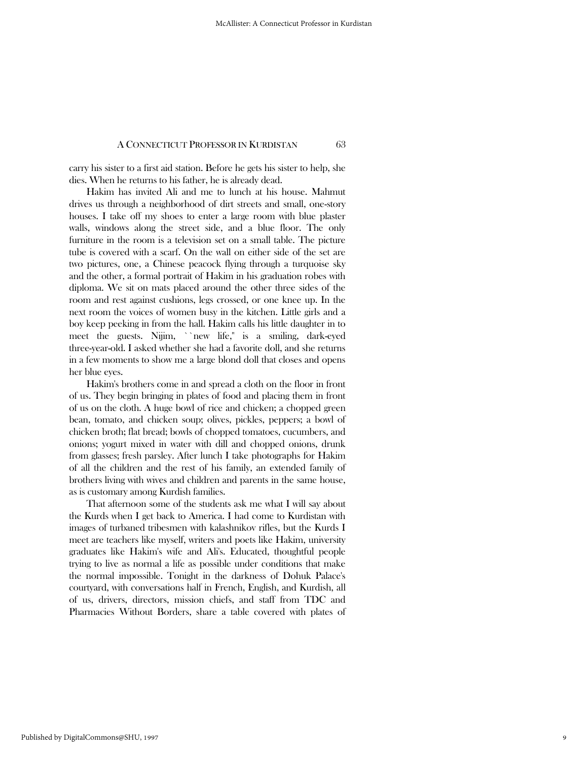carry his sister to a first aid station. Before he gets his sister to help, she dies. When he returns to his father, he is already dead.

Hakim has invited Ali and me to lunch at his house. Mahmut drives us through a neighborhood of dirt streets and small, one-story houses. I take off my shoes to enter a large room with blue plaster walls, windows along the street side, and a blue floor. The only furniture in the room is a television set on a small table. The picture tube is covered with a scarf. On the wall on either side of the set are two pictures, one, a Chinese peacock flying through a turquoise sky and the other, a formal portrait of Hakim in his graduation robes with diploma. We sit on mats placed around the other three sides of the room and rest against cushions, legs crossed, or one knee up. In the next room the voices of women busy in the kitchen. Little girls and a boy keep peeking in from the hall. Hakim calls his little daughter in to meet the guests. Nijim, ``new life,'' is a smiling, dark-eyed three-year-old. I asked whether she had a favorite doll, and she returns in a few moments to show me a large blond doll that closes and opens her blue eyes.

Hakim's brothers come in and spread a cloth on the floor in front of us. They begin bringing in plates of food and placing them in front of us on the cloth. A huge bowl of rice and chicken; a chopped green bean, tomato, and chicken soup; olives, pickles, peppers; a bowl of chicken broth; flat bread; bowls of chopped tomatoes, cucumbers, and onions; yogurt mixed in water with dill and chopped onions, drunk from glasses; fresh parsley. After lunch I take photographs for Hakim of all the children and the rest of his family, an extended family of brothers living with wives and children and parents in the same house, as is customary among Kurdish families.

That afternoon some of the students ask me what I will say about the Kurds when I get back to America. I had come to Kurdistan with images of turbaned tribesmen with kalashnikov rifles, but the Kurds I meet are teachers like myself, writers and poets like Hakim, university graduates like Hakim's wife and Ali's. Educated, thoughtful people trying to live as normal a life as possible under conditions that make the normal impossible. Tonight in the darkness of Dohuk Palace's courtyard, with conversations half in French, English, and Kurdish, all of us, drivers, directors, mission chiefs, and staff from TDC and Pharmacies Without Borders, share a table covered with plates of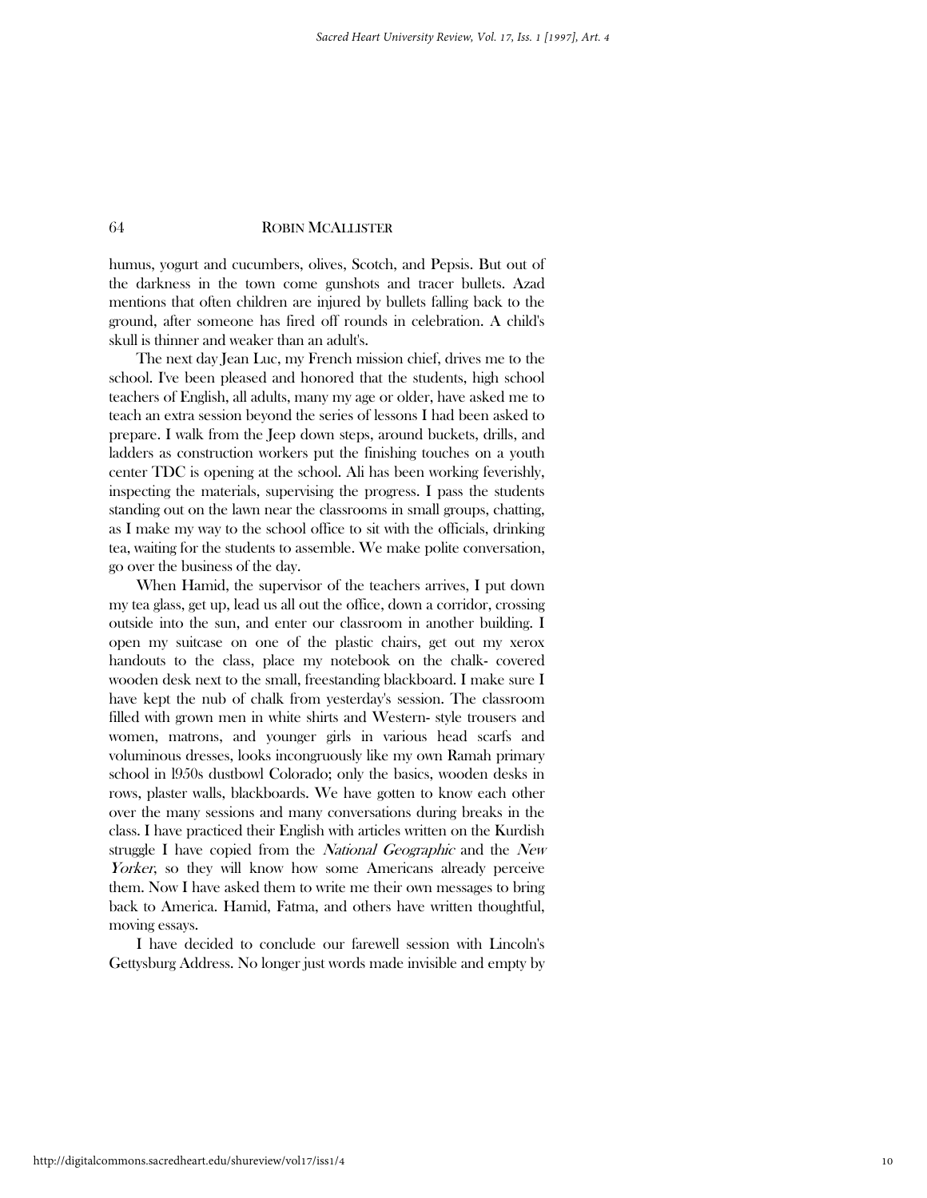humus, yogurt and cucumbers, olives, Scotch, and Pepsis. But out of the darkness in the town come gunshots and tracer bullets. Azad mentions that often children are injured by bullets falling back to the ground, after someone has fired off rounds in celebration. A child's skull is thinner and weaker than an adult's.

The next day Jean Luc, my French mission chief, drives me to the school. I've been pleased and honored that the students, high school teachers of English, all adults, many my age or older, have asked me to teach an extra session beyond the series of lessons I had been asked to prepare. I walk from the Jeep down steps, around buckets, drills, and ladders as construction workers put the finishing touches on a youth center TDC is opening at the school. Ali has been working feverishly, inspecting the materials, supervising the progress. I pass the students standing out on the lawn near the classrooms in small groups, chatting, as I make my way to the school office to sit with the officials, drinking tea, waiting for the students to assemble. We make polite conversation, go over the business of the day.

When Hamid, the supervisor of the teachers arrives, I put down my tea glass, get up, lead us all out the office, down a corridor, crossing outside into the sun, and enter our classroom in another building. I open my suitcase on one of the plastic chairs, get out my xerox handouts to the class, place my notebook on the chalk- covered wooden desk next to the small, freestanding blackboard. I make sure I have kept the nub of chalk from yesterday's session. The classroom filled with grown men in white shirts and Western- style trousers and women, matrons, and younger girls in various head scarfs and voluminous dresses, looks incongruously like my own Ramah primary school in l950s dustbowl Colorado; only the basics, wooden desks in rows, plaster walls, blackboards. We have gotten to know each other over the many sessions and many conversations during breaks in the class. I have practiced their English with articles written on the Kurdish struggle I have copied from the *National Geographic* and the *New Yorker*, so they will know how some Americans already perceive them. Now I have asked them to write me their own messages to bring back to America. Hamid, Fatma, and others have written thoughtful, moving essays.

I have decided to conclude our farewell session with Lincoln's Gettysburg Address. No longer just words made invisible and empty by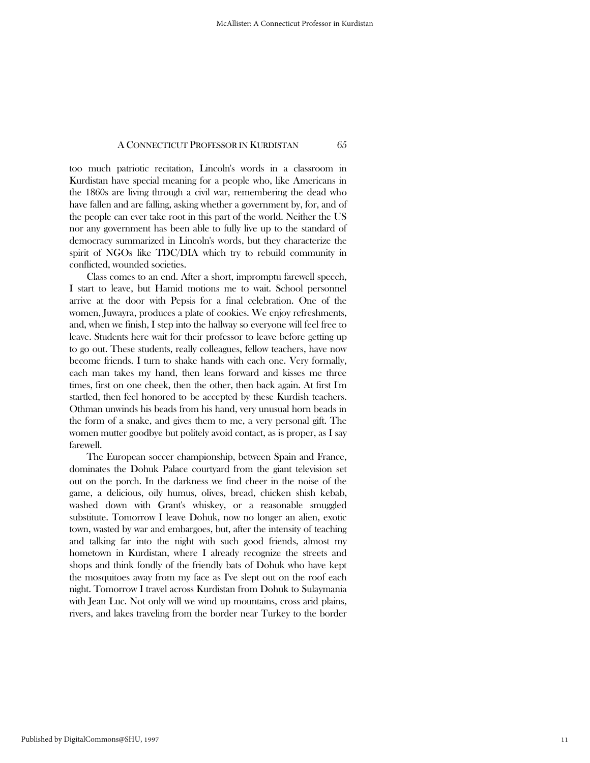too much patriotic recitation, Lincoln's words in a classroom in Kurdistan have special meaning for a people who, like Americans in the 1860s are living through a civil war, remembering the dead who have fallen and are falling, asking whether a government by, for, and of the people can ever take root in this part of the world. Neither the US nor any government has been able to fully live up to the standard of democracy summarized in Lincoln's words, but they characterize the spirit of NGOs like TDC/DIA which try to rebuild community in conflicted, wounded societies.

Class comes to an end. After a short, impromptu farewell speech, I start to leave, but Hamid motions me to wait. School personnel arrive at the door with Pepsis for a final celebration. One of the women, Juwayra, produces a plate of cookies. We enjoy refreshments, and, when we finish, I step into the hallway so everyone will feel free to leave. Students here wait for their professor to leave before getting up to go out. These students, really colleagues, fellow teachers, have now become friends. I turn to shake hands with each one. Very formally, each man takes my hand, then leans forward and kisses me three times, first on one cheek, then the other, then back again. At first I'm startled, then feel honored to be accepted by these Kurdish teachers. Othman unwinds his beads from his hand, very unusual horn beads in the form of a snake, and gives them to me, a very personal gift. The women mutter goodbye but politely avoid contact, as is proper, as I say farewell.

The European soccer championship, between Spain and France, dominates the Dohuk Palace courtyard from the giant television set out on the porch. In the darkness we find cheer in the noise of the game, a delicious, oily humus, olives, bread, chicken shish kebab, washed down with Grant's whiskey, or a reasonable smuggled substitute. Tomorrow I leave Dohuk, now no longer an alien, exotic town, wasted by war and embargoes, but, after the intensity of teaching and talking far into the night with such good friends, almost my hometown in Kurdistan, where I already recognize the streets and shops and think fondly of the friendly bats of Dohuk who have kept the mosquitoes away from my face as I've slept out on the roof each night. Tomorrow I travel across Kurdistan from Dohuk to Sulaymania with Jean Luc. Not only will we wind up mountains, cross arid plains, rivers, and lakes traveling from the border near Turkey to the border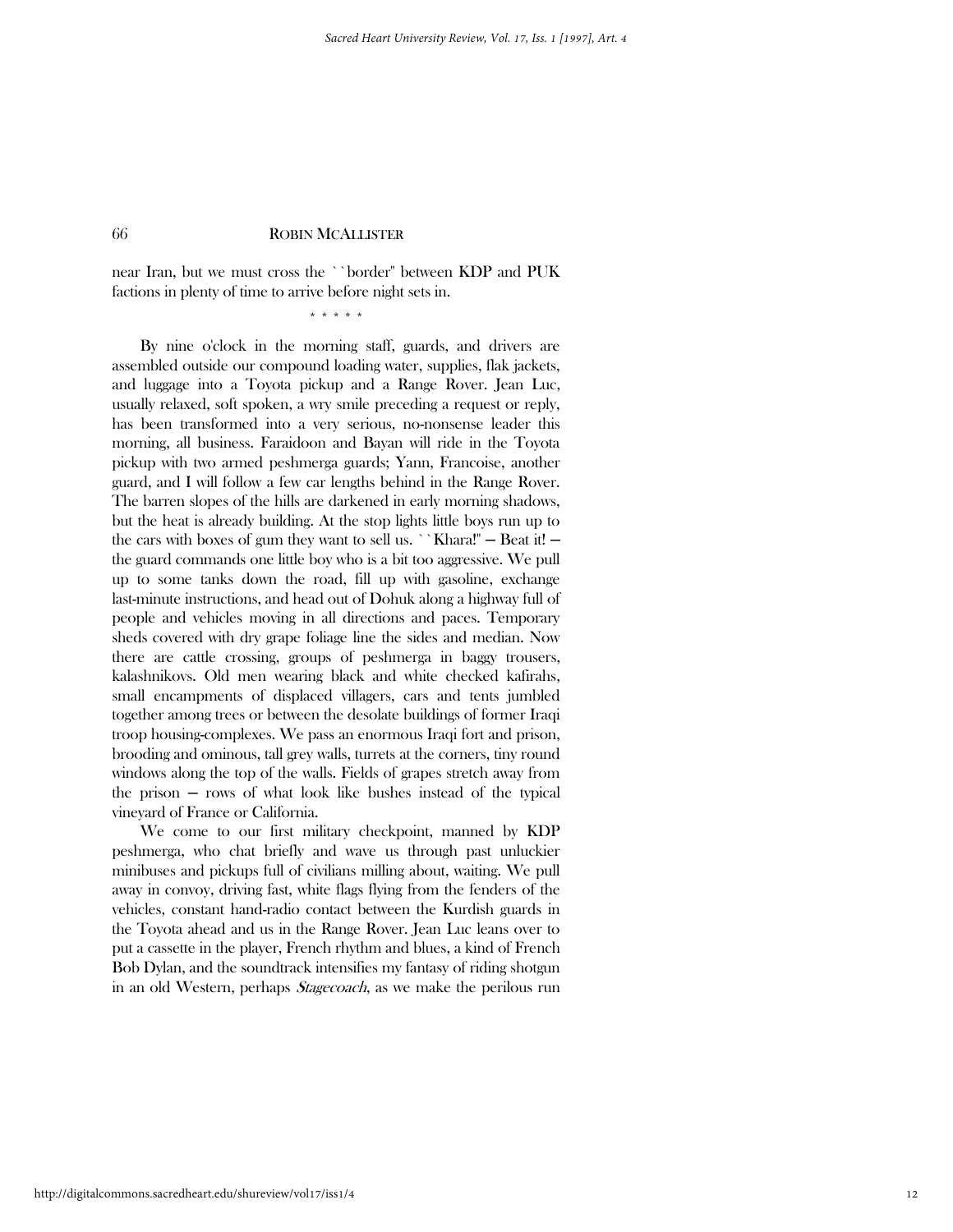near Iran, but we must cross the ``border'' between KDP and PUK factions in plenty of time to arrive before night sets in.

\* \* \* \* \*

By nine o'clock in the morning staff, guards, and drivers are assembled outside our compound loading water, supplies, flak jackets, and luggage into a Toyota pickup and a Range Rover. Jean Luc, usually relaxed, soft spoken, a wry smile preceding a request or reply, has been transformed into a very serious, no-nonsense leader this morning, all business. Faraidoon and Bayan will ride in the Toyota pickup with two armed peshmerga guards; Yann, Francoise, another guard, and I will follow a few car lengths behind in the Range Rover. The barren slopes of the hills are darkened in early morning shadows, but the heat is already building. At the stop lights little boys run up to the cars with boxes of gum they want to sell us. ``Khara!'' — Beat it! — the guard commands one little boy who is a bit too aggressive. We pull up to some tanks down the road, fill up with gasoline, exchange last-minute instructions, and head out of Dohuk along a highway full of people and vehicles moving in all directions and paces. Temporary sheds covered with dry grape foliage line the sides and median. Now there are cattle crossing, groups of peshmerga in baggy trousers, kalashnikovs. Old men wearing black and white checked kafirahs, small encampments of displaced villagers, cars and tents jumbled together among trees or between the desolate buildings of former Iraqi troop housing-complexes. We pass an enormous Iraqi fort and prison, brooding and ominous, tall grey walls, turrets at the corners, tiny round windows along the top of the walls. Fields of grapes stretch away from the prison — rows of what look like bushes instead of the typical vineyard of France or California.

We come to our first military checkpoint, manned by KDP peshmerga, who chat briefly and wave us through past unluckier minibuses and pickups full of civilians milling about, waiting. We pull away in convoy, driving fast, white flags flying from the fenders of the vehicles, constant hand-radio contact between the Kurdish guards in the Toyota ahead and us in the Range Rover. Jean Luc leans over to put a cassette in the player, French rhythm and blues, a kind of French Bob Dylan, and the soundtrack intensifies my fantasy of riding shotgun in an old Western, perhaps *Stagecoach*, as we make the perilous run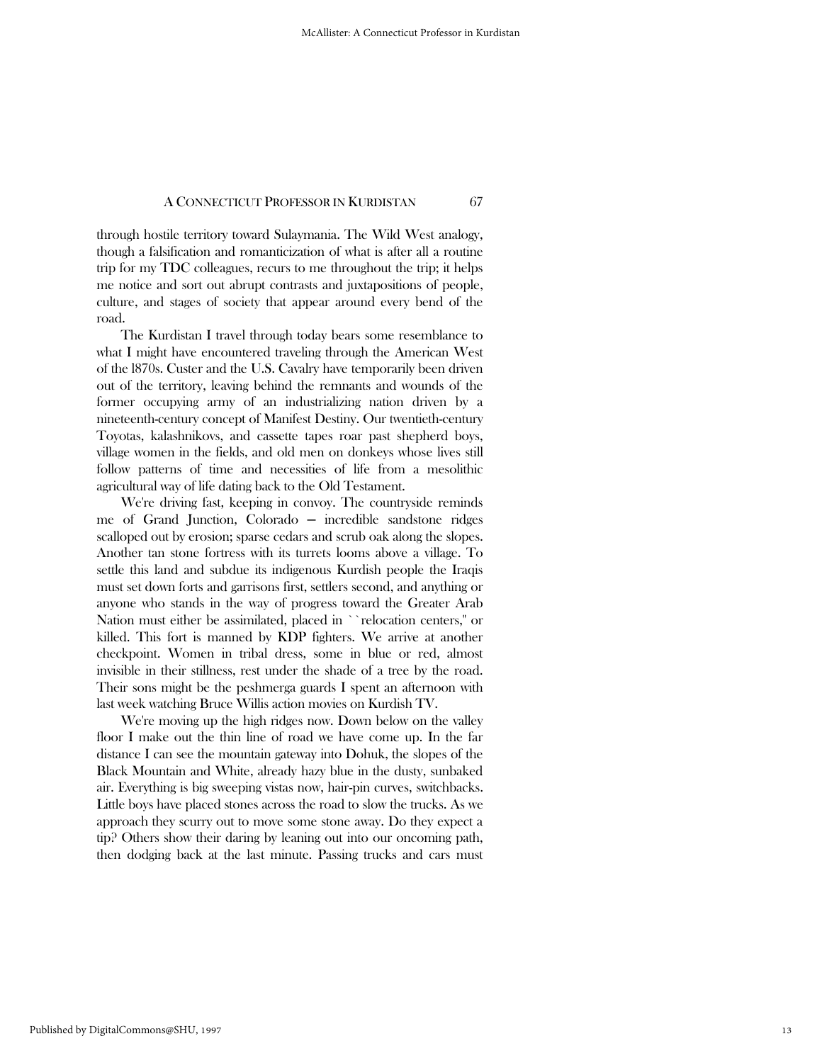through hostile territory toward Sulaymania. The Wild West analogy, though a falsification and romanticization of what is after all a routine trip for my TDC colleagues, recurs to me throughout the trip; it helps me notice and sort out abrupt contrasts and juxtapositions of people, culture, and stages of society that appear around every bend of the road.

The Kurdistan I travel through today bears some resemblance to what I might have encountered traveling through the American West of the l870s. Custer and the U.S. Cavalry have temporarily been driven out of the territory, leaving behind the remnants and wounds of the former occupying army of an industrializing nation driven by a nineteenth-century concept of Manifest Destiny. Our twentieth-century Toyotas, kalashnikovs, and cassette tapes roar past shepherd boys, village women in the fields, and old men on donkeys whose lives still follow patterns of time and necessities of life from a mesolithic agricultural way of life dating back to the Old Testament.

We're driving fast, keeping in convoy. The countryside reminds me of Grand Junction, Colorado — incredible sandstone ridges scalloped out by erosion; sparse cedars and scrub oak along the slopes. Another tan stone fortress with its turrets looms above a village. To settle this land and subdue its indigenous Kurdish people the Iraqis must set down forts and garrisons first, settlers second, and anything or anyone who stands in the way of progress toward the Greater Arab Nation must either be assimilated, placed in ``relocation centers," or killed. This fort is manned by KDP fighters. We arrive at another checkpoint. Women in tribal dress, some in blue or red, almost invisible in their stillness, rest under the shade of a tree by the road. Their sons might be the peshmerga guards I spent an afternoon with last week watching Bruce Willis action movies on Kurdish TV.

We're moving up the high ridges now. Down below on the valley floor I make out the thin line of road we have come up. In the far distance I can see the mountain gateway into Dohuk, the slopes of the Black Mountain and White, already hazy blue in the dusty, sunbaked air. Everything is big sweeping vistas now, hair-pin curves, switchbacks. Little boys have placed stones across the road to slow the trucks. As we approach they scurry out to move some stone away. Do they expect a tip? Others show their daring by leaning out into our oncoming path, then dodging back at the last minute. Passing trucks and cars must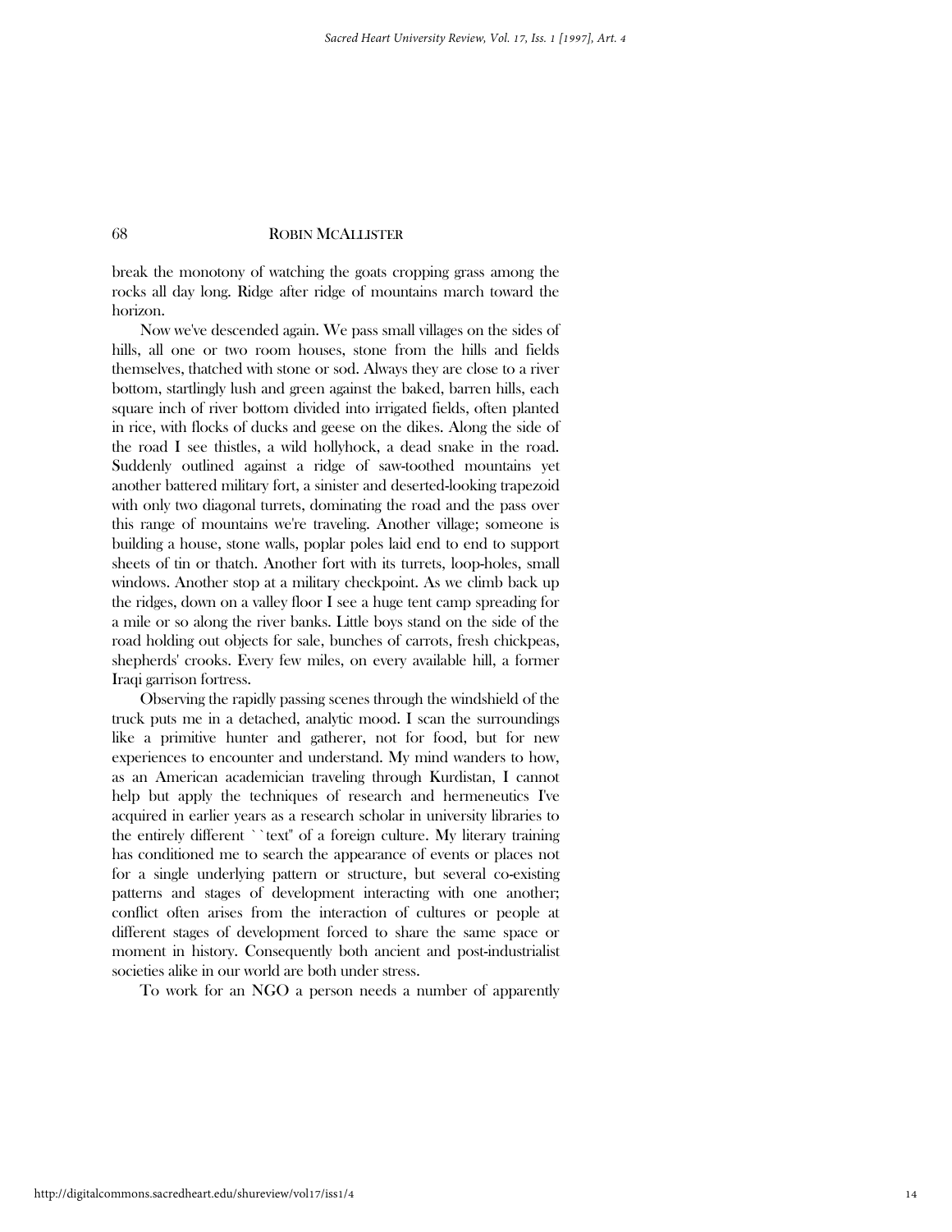break the monotony of watching the goats cropping grass among the rocks all day long. Ridge after ridge of mountains march toward the horizon.

Now we've descended again. We pass small villages on the sides of hills, all one or two room houses, stone from the hills and fields themselves, thatched with stone or sod. Always they are close to a river bottom, startlingly lush and green against the baked, barren hills, each square inch of river bottom divided into irrigated fields, often planted in rice, with flocks of ducks and geese on the dikes. Along the side of the road I see thistles, a wild hollyhock, a dead snake in the road. Suddenly outlined against a ridge of saw-toothed mountains yet another battered military fort, a sinister and deserted-looking trapezoid with only two diagonal turrets, dominating the road and the pass over this range of mountains we're traveling. Another village; someone is building a house, stone walls, poplar poles laid end to end to support sheets of tin or thatch. Another fort with its turrets, loop-holes, small windows. Another stop at a military checkpoint. As we climb back up the ridges, down on a valley floor I see a huge tent camp spreading for a mile or so along the river banks. Little boys stand on the side of the road holding out objects for sale, bunches of carrots, fresh chickpeas, shepherds' crooks. Every few miles, on every available hill, a former Iraqi garrison fortress.

Observing the rapidly passing scenes through the windshield of the truck puts me in a detached, analytic mood. I scan the surroundings like a primitive hunter and gatherer, not for food, but for new experiences to encounter and understand. My mind wanders to how, as an American academician traveling through Kurdistan, I cannot help but apply the techniques of research and hermeneutics I've acquired in earlier years as a research scholar in university libraries to the entirely different ``text'' of a foreign culture. My literary training has conditioned me to search the appearance of events or places not for a single underlying pattern or structure, but several co-existing patterns and stages of development interacting with one another; conflict often arises from the interaction of cultures or people at different stages of development forced to share the same space or moment in history. Consequently both ancient and post-industrialist societies alike in our world are both under stress.

To work for an NGO a person needs a number of apparently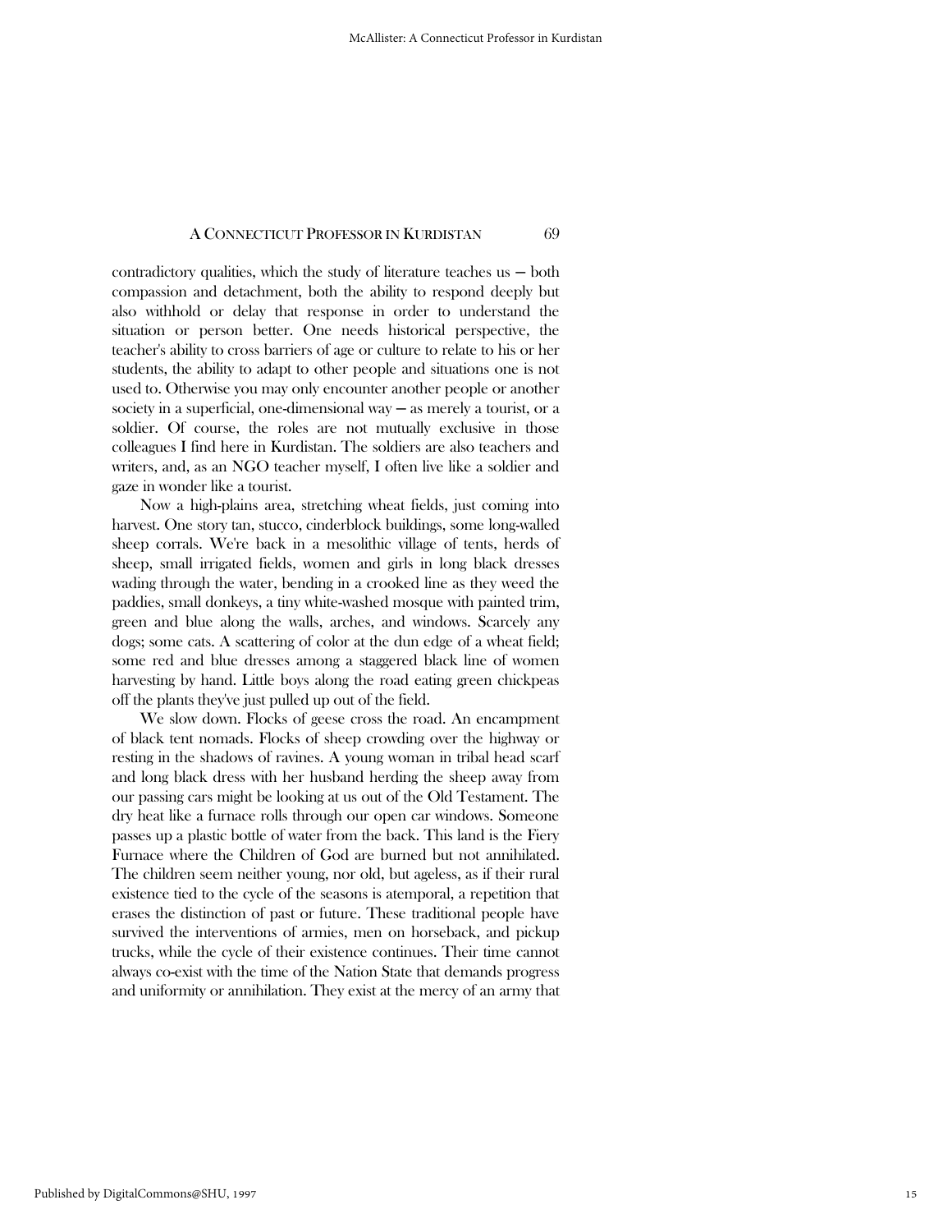contradictory qualities, which the study of literature teaches us — both compassion and detachment, both the ability to respond deeply but also withhold or delay that response in order to understand the situation or person better. One needs historical perspective, the teacher's ability to cross barriers of age or culture to relate to his or her students, the ability to adapt to other people and situations one is not used to. Otherwise you may only encounter another people or another society in a superficial, one-dimensional way — as merely a tourist, or a soldier. Of course, the roles are not mutually exclusive in those colleagues I find here in Kurdistan. The soldiers are also teachers and writers, and, as an NGO teacher myself, I often live like a soldier and gaze in wonder like a tourist.

Now a high-plains area, stretching wheat fields, just coming into harvest. One story tan, stucco, cinderblock buildings, some long-walled sheep corrals. We're back in a mesolithic village of tents, herds of sheep, small irrigated fields, women and girls in long black dresses wading through the water, bending in a crooked line as they weed the paddies, small donkeys, a tiny white-washed mosque with painted trim, green and blue along the walls, arches, and windows. Scarcely any dogs; some cats. A scattering of color at the dun edge of a wheat field; some red and blue dresses among a staggered black line of women harvesting by hand. Little boys along the road eating green chickpeas off the plants they've just pulled up out of the field.

We slow down. Flocks of geese cross the road. An encampment of black tent nomads. Flocks of sheep crowding over the highway or resting in the shadows of ravines. A young woman in tribal head scarf and long black dress with her husband herding the sheep away from our passing cars might be looking at us out of the Old Testament. The dry heat like a furnace rolls through our open car windows. Someone passes up a plastic bottle of water from the back. This land is the Fiery Furnace where the Children of God are burned but not annihilated. The children seem neither young, nor old, but ageless, as if their rural existence tied to the cycle of the seasons is atemporal, a repetition that erases the distinction of past or future. These traditional people have survived the interventions of armies, men on horseback, and pickup trucks, while the cycle of their existence continues. Their time cannot always co-exist with the time of the Nation State that demands progress and uniformity or annihilation. They exist at the mercy of an army that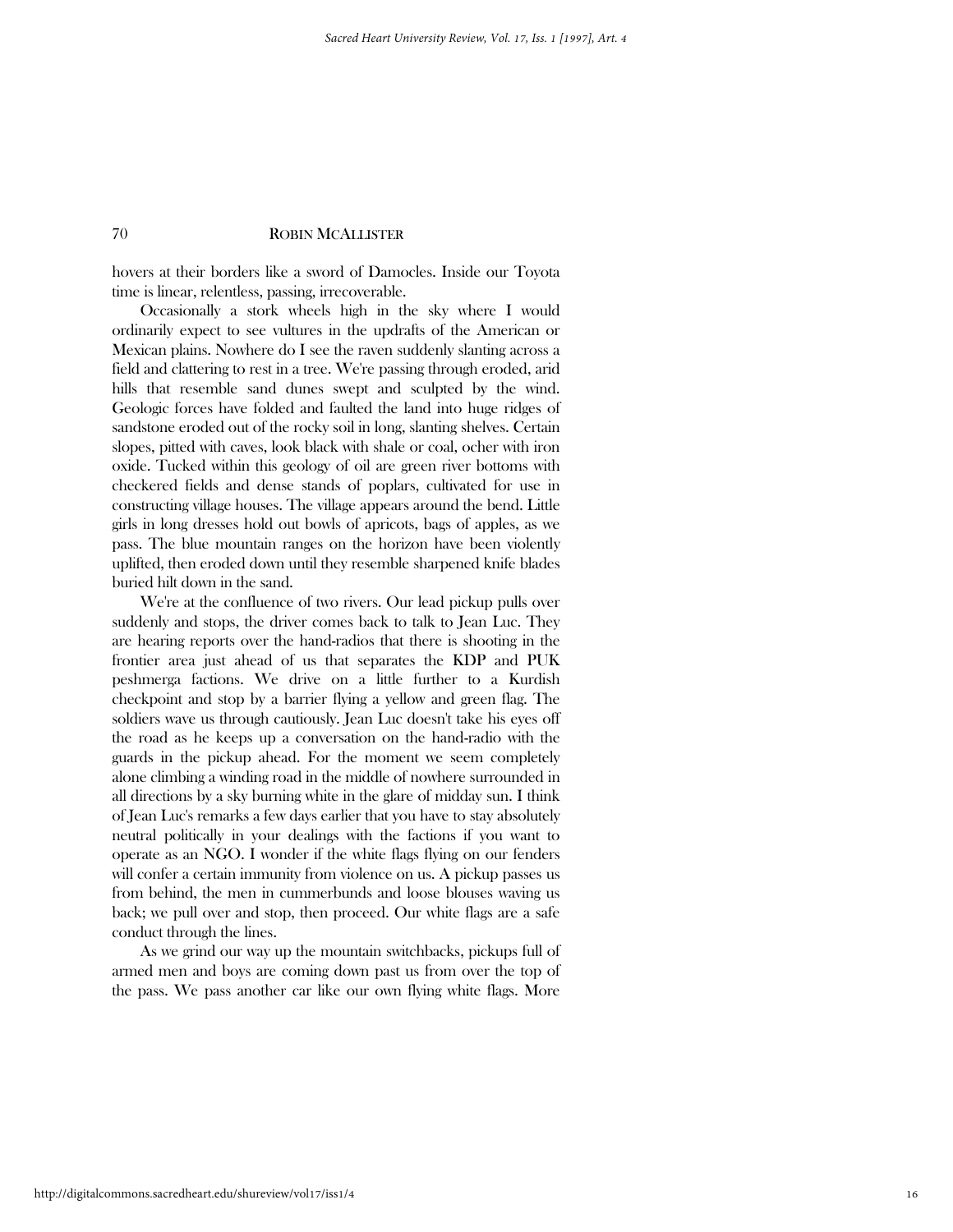hovers at their borders like a sword of Damocles. Inside our Toyota time is linear, relentless, passing, irrecoverable.

Occasionally a stork wheels high in the sky where I would ordinarily expect to see vultures in the updrafts of the American or Mexican plains. Nowhere do I see the raven suddenly slanting across a field and clattering to rest in a tree. We're passing through eroded, arid hills that resemble sand dunes swept and sculpted by the wind. Geologic forces have folded and faulted the land into huge ridges of sandstone eroded out of the rocky soil in long, slanting shelves. Certain slopes, pitted with caves, look black with shale or coal, ocher with iron oxide. Tucked within this geology of oil are green river bottoms with checkered fields and dense stands of poplars, cultivated for use in constructing village houses. The village appears around the bend. Little girls in long dresses hold out bowls of apricots, bags of apples, as we pass. The blue mountain ranges on the horizon have been violently uplifted, then eroded down until they resemble sharpened knife blades buried hilt down in the sand.

We're at the confluence of two rivers. Our lead pickup pulls over suddenly and stops, the driver comes back to talk to Jean Luc. They are hearing reports over the hand-radios that there is shooting in the frontier area just ahead of us that separates the KDP and PUK peshmerga factions. We drive on a little further to a Kurdish checkpoint and stop by a barrier flying a yellow and green flag. The soldiers wave us through cautiously. Jean Luc doesn't take his eyes off the road as he keeps up a conversation on the hand-radio with the guards in the pickup ahead. For the moment we seem completely alone climbing a winding road in the middle of nowhere surrounded in all directions by a sky burning white in the glare of midday sun. I think of Jean Luc's remarks a few days earlier that you have to stay absolutely neutral politically in your dealings with the factions if you want to operate as an NGO. I wonder if the white flags flying on our fenders will confer a certain immunity from violence on us. A pickup passes us from behind, the men in cummerbunds and loose blouses waving us back; we pull over and stop, then proceed. Our white flags are a safe conduct through the lines.

As we grind our way up the mountain switchbacks, pickups full of armed men and boys are coming down past us from over the top of the pass. We pass another car like our own flying white flags. More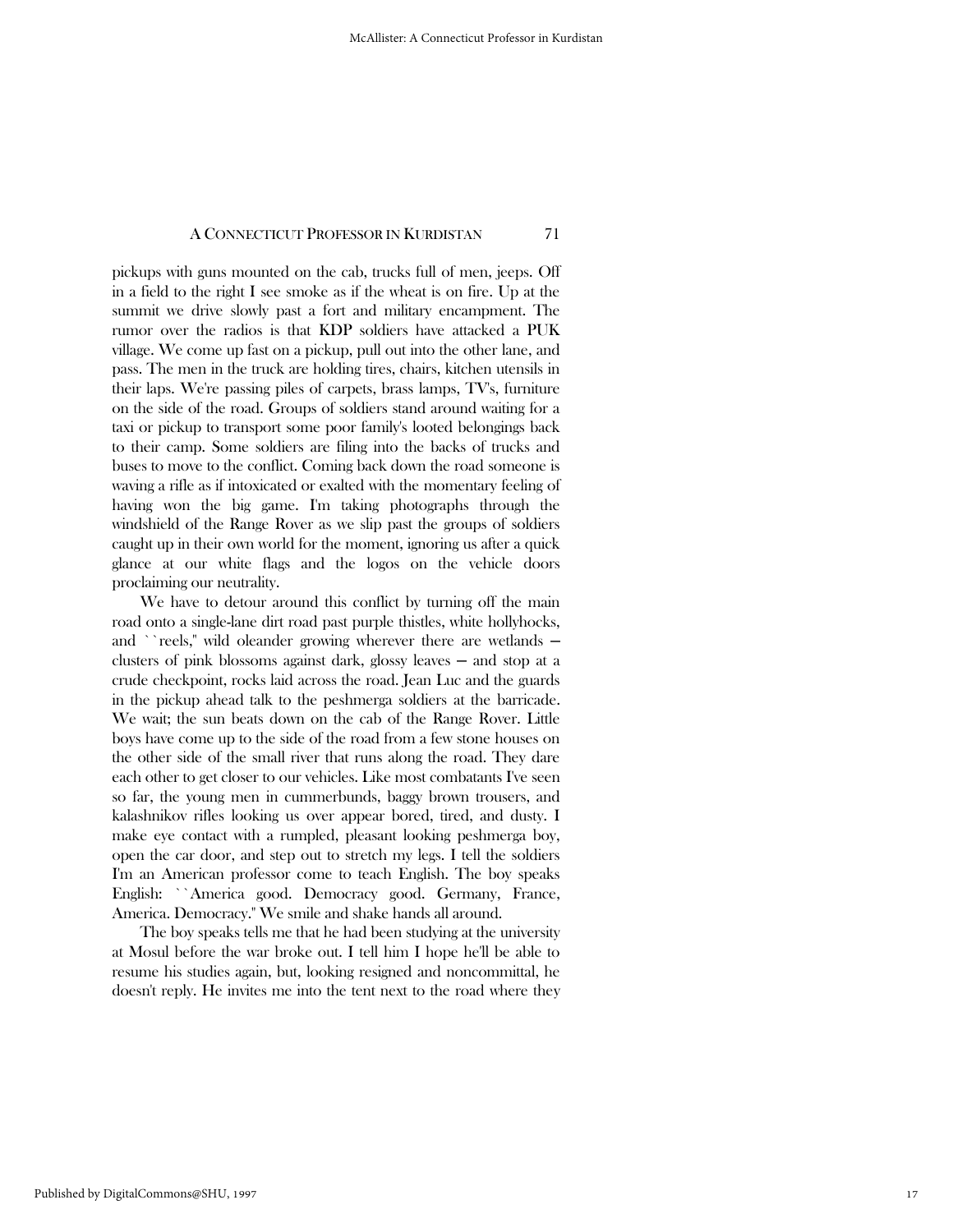pickups with guns mounted on the cab, trucks full of men, jeeps. Off in a field to the right I see smoke as if the wheat is on fire. Up at the summit we drive slowly past a fort and military encampment. The rumor over the radios is that KDP soldiers have attacked a PUK village. We come up fast on a pickup, pull out into the other lane, and pass. The men in the truck are holding tires, chairs, kitchen utensils in their laps. We're passing piles of carpets, brass lamps, TV's, furniture on the side of the road. Groups of soldiers stand around waiting for a taxi or pickup to transport some poor family's looted belongings back to their camp. Some soldiers are filing into the backs of trucks and buses to move to the conflict. Coming back down the road someone is waving a rifle as if intoxicated or exalted with the momentary feeling of having won the big game. I'm taking photographs through the windshield of the Range Rover as we slip past the groups of soldiers caught up in their own world for the moment, ignoring us after a quick glance at our white flags and the logos on the vehicle doors proclaiming our neutrality.

We have to detour around this conflict by turning off the main road onto a single-lane dirt road past purple thistles, white hollyhocks, and ``reels,'' wild oleander growing wherever there are wetlands — clusters of pink blossoms against dark, glossy leaves — and stop at a crude checkpoint, rocks laid across the road. Jean Luc and the guards in the pickup ahead talk to the peshmerga soldiers at the barricade. We wait; the sun beats down on the cab of the Range Rover. Little boys have come up to the side of the road from a few stone houses on the other side of the small river that runs along the road. They dare each other to get closer to our vehicles. Like most combatants I've seen so far, the young men in cummerbunds, baggy brown trousers, and kalashnikov rifles looking us over appear bored, tired, and dusty. I make eye contact with a rumpled, pleasant looking peshmerga boy, open the car door, and step out to stretch my legs. I tell the soldiers I'm an American professor come to teach English. The boy speaks English: ``America good. Democracy good. Germany, France, America. Democracy.'' We smile and shake hands all around.

The boy speaks tells me that he had been studying at the university at Mosul before the war broke out. I tell him I hope he'll be able to resume his studies again, but, looking resigned and noncommittal, he doesn't reply. He invites me into the tent next to the road where they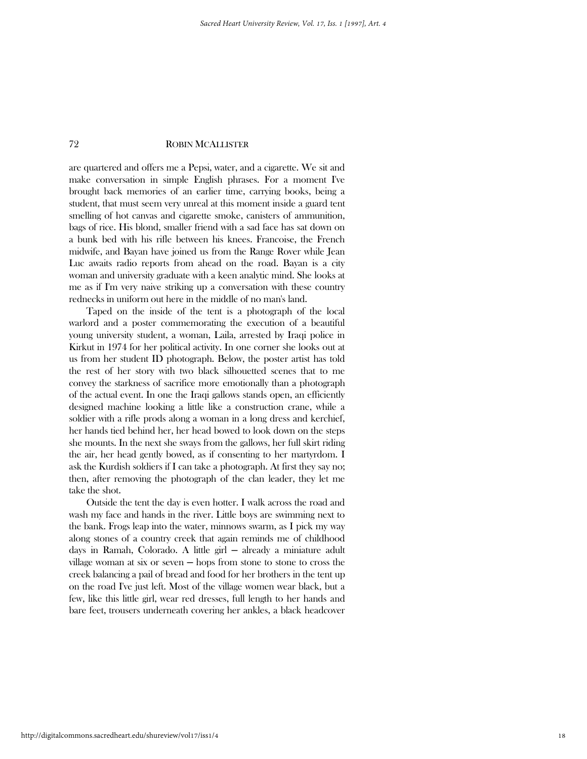are quartered and offers me a Pepsi, water, and a cigarette. We sit and make conversation in simple English phrases. For a moment I've brought back memories of an earlier time, carrying books, being a student, that must seem very unreal at this moment inside a guard tent smelling of hot canvas and cigarette smoke, canisters of ammunition, bags of rice. His blond, smaller friend with a sad face has sat down on a bunk bed with his rifle between his knees. Francoise, the French midwife, and Bayan have joined us from the Range Rover while Jean Luc awaits radio reports from ahead on the road. Bayan is a city woman and university graduate with a keen analytic mind. She looks at me as if I'm very naive striking up a conversation with these country rednecks in uniform out here in the middle of no man's land.

Taped on the inside of the tent is a photograph of the local warlord and a poster commemorating the execution of a beautiful young university student, a woman, Laila, arrested by Iraqi police in Kirkut in 1974 for her political activity. In one corner she looks out at us from her student ID photograph. Below, the poster artist has told the rest of her story with two black silhouetted scenes that to me convey the starkness of sacrifice more emotionally than a photograph of the actual event. In one the Iraqi gallows stands open, an efficiently designed machine looking a little like a construction crane, while a soldier with a rifle prods along a woman in a long dress and kerchief, her hands tied behind her, her head bowed to look down on the steps she mounts. In the next she sways from the gallows, her full skirt riding the air, her head gently bowed, as if consenting to her martyrdom. I ask the Kurdish soldiers if I can take a photograph. At first they say no; then, after removing the photograph of the clan leader, they let me take the shot.

Outside the tent the day is even hotter. I walk across the road and wash my face and hands in the river. Little boys are swimming next to the bank. Frogs leap into the water, minnows swarm, as I pick my way along stones of a country creek that again reminds me of childhood days in Ramah, Colorado. A little girl — already a miniature adult village woman at six or seven — hops from stone to stone to cross the creek balancing a pail of bread and food for her brothers in the tent up on the road I've just left. Most of the village women wear black, but a few, like this little girl, wear red dresses, full length to her hands and bare feet, trousers underneath covering her ankles, a black headcover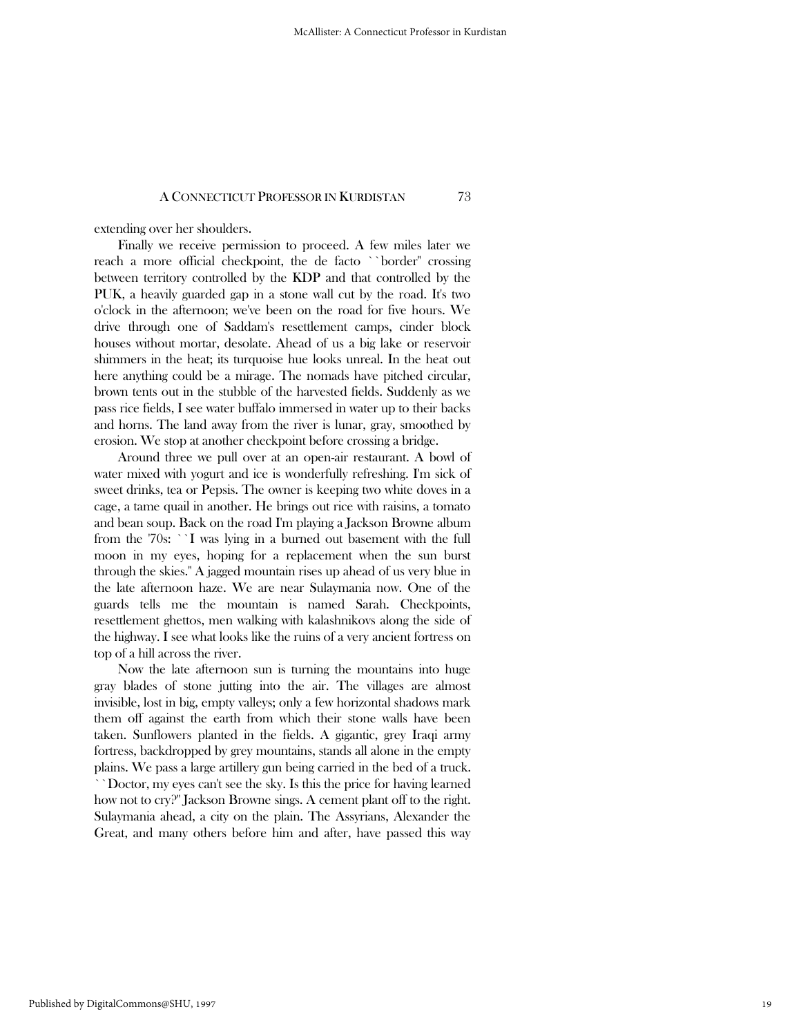extending over her shoulders.

Finally we receive permission to proceed. A few miles later we reach a more official checkpoint, the de facto ``border'' crossing between territory controlled by the KDP and that controlled by the PUK, a heavily guarded gap in a stone wall cut by the road. It's two o'clock in the afternoon; we've been on the road for five hours. We drive through one of Saddam's resettlement camps, cinder block houses without mortar, desolate. Ahead of us a big lake or reservoir shimmers in the heat; its turquoise hue looks unreal. In the heat out here anything could be a mirage. The nomads have pitched circular, brown tents out in the stubble of the harvested fields. Suddenly as we pass rice fields, I see water buffalo immersed in water up to their backs and horns. The land away from the river is lunar, gray, smoothed by erosion. We stop at another checkpoint before crossing a bridge.

Around three we pull over at an open-air restaurant. A bowl of water mixed with yogurt and ice is wonderfully refreshing. I'm sick of sweet drinks, tea or Pepsis. The owner is keeping two white doves in a cage, a tame quail in another. He brings out rice with raisins, a tomato and bean soup. Back on the road I'm playing a Jackson Browne album from the '70s: ``I was lying in a burned out basement with the full moon in my eyes, hoping for a replacement when the sun burst through the skies.'' A jagged mountain rises up ahead of us very blue in the late afternoon haze. We are near Sulaymania now. One of the guards tells me the mountain is named Sarah. Checkpoints, resettlement ghettos, men walking with kalashnikovs along the side of the highway. I see what looks like the ruins of a very ancient fortress on top of a hill across the river.

Now the late afternoon sun is turning the mountains into huge gray blades of stone jutting into the air. The villages are almost invisible, lost in big, empty valleys; only a few horizontal shadows mark them off against the earth from which their stone walls have been taken. Sunflowers planted in the fields. A gigantic, grey Iraqi army fortress, backdropped by grey mountains, stands all alone in the empty plains. We pass a large artillery gun being carried in the bed of a truck. ``Doctor, my eyes can't see the sky. Is this the price for having learned how not to cry?'' Jackson Browne sings. A cement plant off to the right. Sulaymania ahead, a city on the plain. The Assyrians, Alexander the Great, and many others before him and after, have passed this way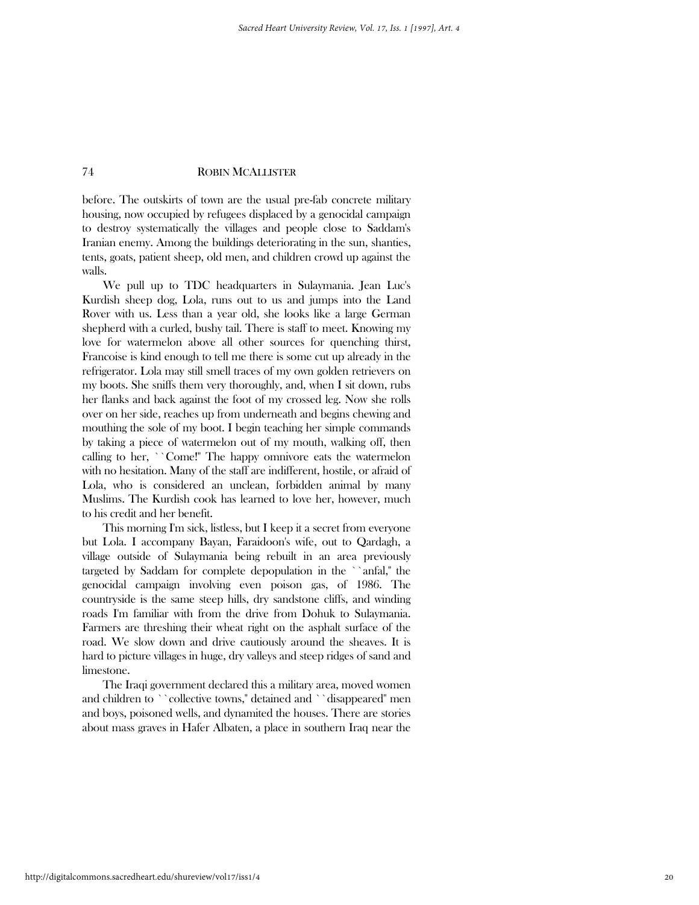before. The outskirts of town are the usual pre-fab concrete military housing, now occupied by refugees displaced by a genocidal campaign to destroy systematically the villages and people close to Saddam's Iranian enemy. Among the buildings deteriorating in the sun, shanties, tents, goats, patient sheep, old men, and children crowd up against the walls.

We pull up to TDC headquarters in Sulaymania. Jean Luc's Kurdish sheep dog, Lola, runs out to us and jumps into the Land Rover with us. Less than a year old, she looks like a large German shepherd with a curled, bushy tail. There is staff to meet. Knowing my love for watermelon above all other sources for quenching thirst, Francoise is kind enough to tell me there is some cut up already in the refrigerator. Lola may still smell traces of my own golden retrievers on my boots. She sniffs them very thoroughly, and, when I sit down, rubs her flanks and back against the foot of my crossed leg. Now she rolls over on her side, reaches up from underneath and begins chewing and mouthing the sole of my boot. I begin teaching her simple commands by taking a piece of watermelon out of my mouth, walking off, then calling to her, ``Come!'' The happy omnivore eats the watermelon with no hesitation. Many of the staff are indifferent, hostile, or afraid of Lola, who is considered an unclean, forbidden animal by many Muslims. The Kurdish cook has learned to love her, however, much to his credit and her benefit.

This morning I'm sick, listless, but I keep it a secret from everyone but Lola. I accompany Bayan, Faraidoon's wife, out to Qardagh, a village outside of Sulaymania being rebuilt in an area previously targeted by Saddam for complete depopulation in the ``anfal,'' the genocidal campaign involving even poison gas, of 1986. The countryside is the same steep hills, dry sandstone cliffs, and winding roads I'm familiar with from the drive from Dohuk to Sulaymania. Farmers are threshing their wheat right on the asphalt surface of the road. We slow down and drive cautiously around the sheaves. It is hard to picture villages in huge, dry valleys and steep ridges of sand and limestone.

The Iraqi government declared this a military area, moved women and children to ``collective towns,'' detained and ``disappeared'' men and boys, poisoned wells, and dynamited the houses. There are stories about mass graves in Hafer Albaten, a place in southern Iraq near the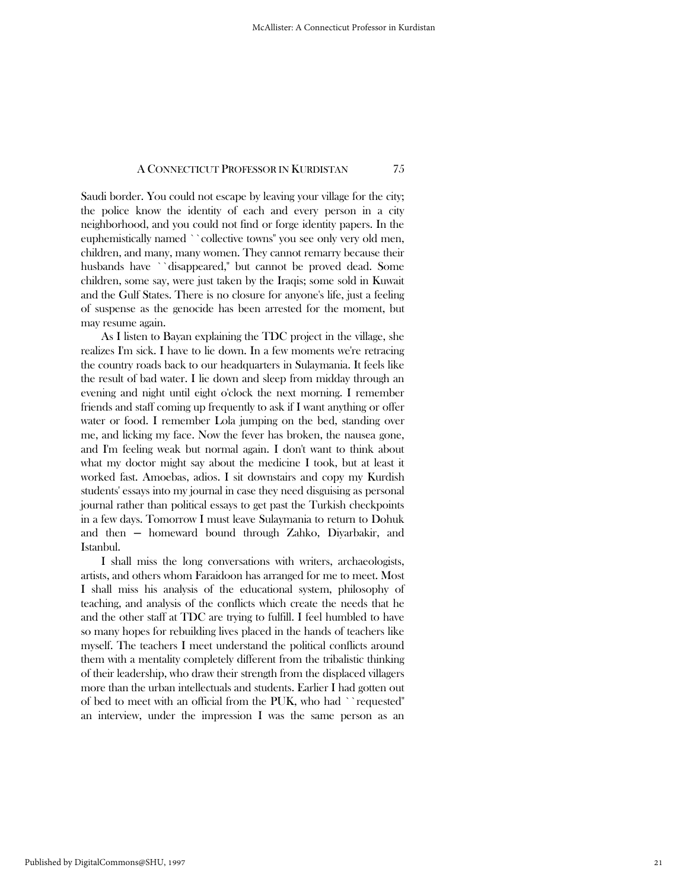Saudi border. You could not escape by leaving your village for the city; the police know the identity of each and every person in a city neighborhood, and you could not find or forge identity papers. In the euphemistically named ``collective towns'' you see only very old men, children, and many, many women. They cannot remarry because their husbands have ``disappeared,'' but cannot be proved dead. Some children, some say, were just taken by the Iraqis; some sold in Kuwait and the Gulf States. There is no closure for anyone's life, just a feeling of suspense as the genocide has been arrested for the moment, but may resume again.

As I listen to Bayan explaining the TDC project in the village, she realizes I'm sick. I have to lie down. In a few moments we're retracing the country roads back to our headquarters in Sulaymania. It feels like the result of bad water. I lie down and sleep from midday through an evening and night until eight o'clock the next morning. I remember friends and staff coming up frequently to ask if I want anything or offer water or food. I remember Lola jumping on the bed, standing over me, and licking my face. Now the fever has broken, the nausea gone, and I'm feeling weak but normal again. I don't want to think about what my doctor might say about the medicine I took, but at least it worked fast. Amoebas, adios. I sit downstairs and copy my Kurdish students' essays into my journal in case they need disguising as personal journal rather than political essays to get past the Turkish checkpoints in a few days. Tomorrow I must leave Sulaymania to return to Dohuk and then — homeward bound through Zahko, Diyarbakir, and Istanbul.

I shall miss the long conversations with writers, archaeologists, artists, and others whom Faraidoon has arranged for me to meet. Most I shall miss his analysis of the educational system, philosophy of teaching, and analysis of the conflicts which create the needs that he and the other staff at TDC are trying to fulfill. I feel humbled to have so many hopes for rebuilding lives placed in the hands of teachers like myself. The teachers I meet understand the political conflicts around them with a mentality completely different from the tribalistic thinking of their leadership, who draw their strength from the displaced villagers more than the urban intellectuals and students. Earlier I had gotten out of bed to meet with an official from the PUK, who had ``requested'' an interview, under the impression I was the same person as an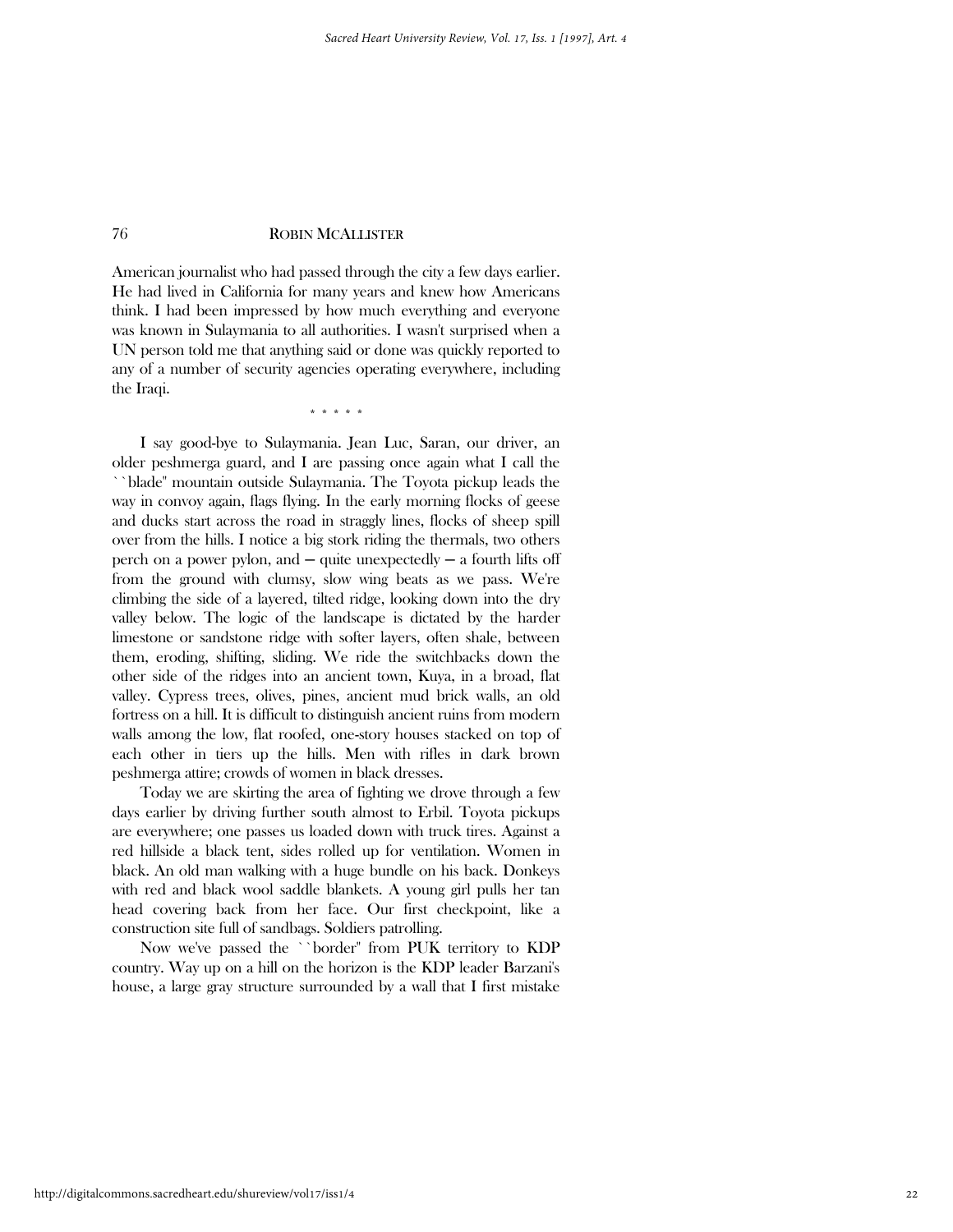American journalist who had passed through the city a few days earlier. He had lived in California for many years and knew how Americans think. I had been impressed by how much everything and everyone was known in Sulaymania to all authorities. I wasn't surprised when a UN person told me that anything said or done was quickly reported to any of a number of security agencies operating everywhere, including the Iraqi.

\* \* \* \* \*

I say good-bye to Sulaymania. Jean Luc, Saran, our driver, an older peshmerga guard, and I are passing once again what I call the ``blade'' mountain outside Sulaymania. The Toyota pickup leads the way in convoy again, flags flying. In the early morning flocks of geese and ducks start across the road in straggly lines, flocks of sheep spill over from the hills. I notice a big stork riding the thermals, two others perch on a power pylon, and — quite unexpectedly — a fourth lifts off from the ground with clumsy, slow wing beats as we pass. We're climbing the side of a layered, tilted ridge, looking down into the dry valley below. The logic of the landscape is dictated by the harder limestone or sandstone ridge with softer layers, often shale, between them, eroding, shifting, sliding. We ride the switchbacks down the other side of the ridges into an ancient town, Kuya, in a broad, flat valley. Cypress trees, olives, pines, ancient mud brick walls, an old fortress on a hill. It is difficult to distinguish ancient ruins from modern walls among the low, flat roofed, one-story houses stacked on top of each other in tiers up the hills. Men with rifles in dark brown peshmerga attire; crowds of women in black dresses.

Today we are skirting the area of fighting we drove through a few days earlier by driving further south almost to Erbil. Toyota pickups are everywhere; one passes us loaded down with truck tires. Against a red hillside a black tent, sides rolled up for ventilation. Women in black. An old man walking with a huge bundle on his back. Donkeys with red and black wool saddle blankets. A young girl pulls her tan head covering back from her face. Our first checkpoint, like a construction site full of sandbags. Soldiers patrolling.

Now we've passed the ``border'' from PUK territory to KDP country. Way up on a hill on the horizon is the KDP leader Barzani's house, a large gray structure surrounded by a wall that I first mistake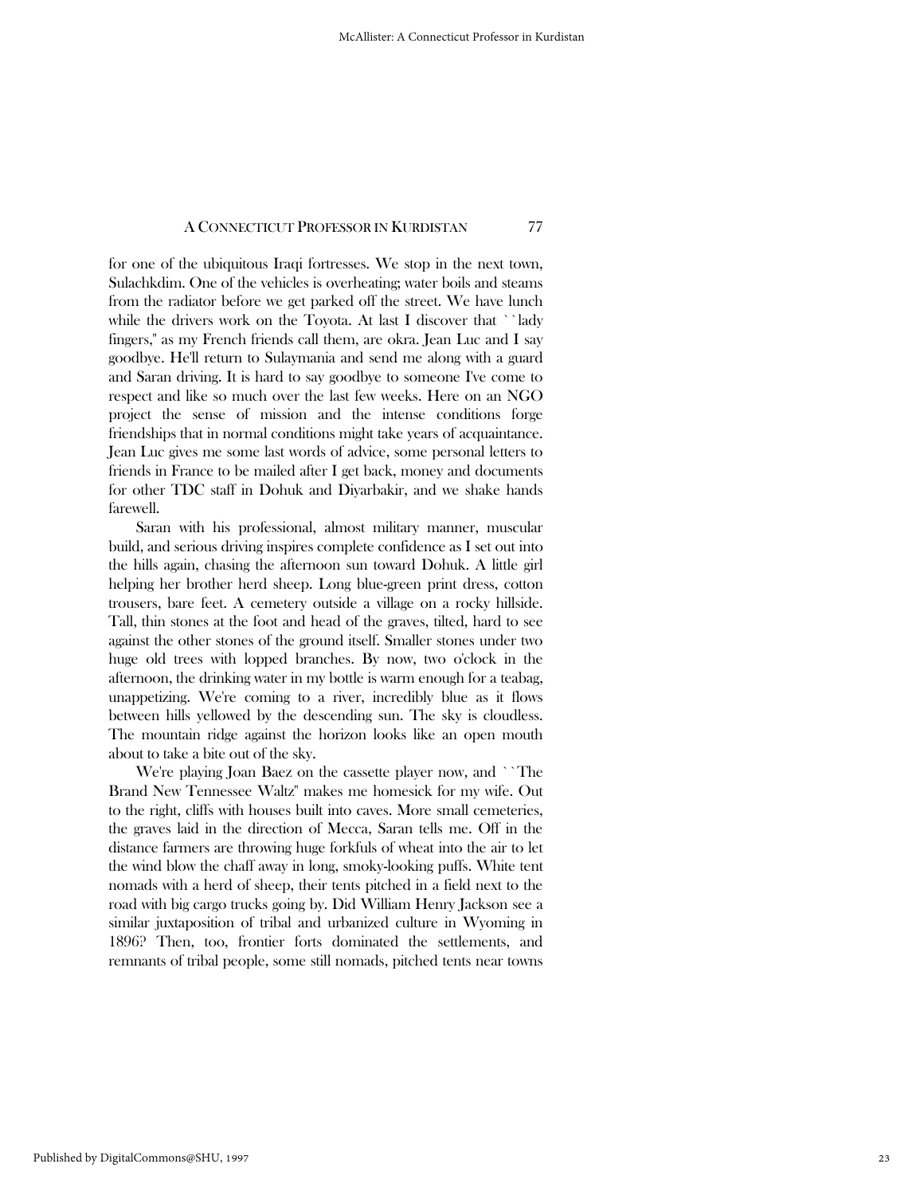for one of the ubiquitous Iraqi fortresses. We stop in the next town, Sulachkdim. One of the vehicles is overheating; water boils and steams from the radiator before we get parked off the street. We have lunch while the drivers work on the Toyota. At last I discover that ``lady fingers,'' as my French friends call them, are okra. Jean Luc and I say goodbye. He'll return to Sulaymania and send me along with a guard and Saran driving. It is hard to say goodbye to someone I've come to respect and like so much over the last few weeks. Here on an NGO project the sense of mission and the intense conditions forge friendships that in normal conditions might take years of acquaintance. Jean Luc gives me some last words of advice, some personal letters to friends in France to be mailed after I get back, money and documents for other TDC staff in Dohuk and Diyarbakir, and we shake hands farewell.

Saran with his professional, almost military manner, muscular build, and serious driving inspires complete confidence as I set out into the hills again, chasing the afternoon sun toward Dohuk. A little girl helping her brother herd sheep. Long blue-green print dress, cotton trousers, bare feet. A cemetery outside a village on a rocky hillside. Tall, thin stones at the foot and head of the graves, tilted, hard to see against the other stones of the ground itself. Smaller stones under two huge old trees with lopped branches. By now, two o'clock in the afternoon, the drinking water in my bottle is warm enough for a teabag, unappetizing. We're coming to a river, incredibly blue as it flows between hills yellowed by the descending sun. The sky is cloudless. The mountain ridge against the horizon looks like an open mouth about to take a bite out of the sky.

We're playing Joan Baez on the cassette player now, and ``The Brand New Tennessee Waltz'' makes me homesick for my wife. Out to the right, cliffs with houses built into caves. More small cemeteries, the graves laid in the direction of Mecca, Saran tells me. Off in the distance farmers are throwing huge forkfuls of wheat into the air to let the wind blow the chaff away in long, smoky-looking puffs. White tent nomads with a herd of sheep, their tents pitched in a field next to the road with big cargo trucks going by. Did William Henry Jackson see a similar juxtaposition of tribal and urbanized culture in Wyoming in 1896? Then, too, frontier forts dominated the settlements, and remnants of tribal people, some still nomads, pitched tents near towns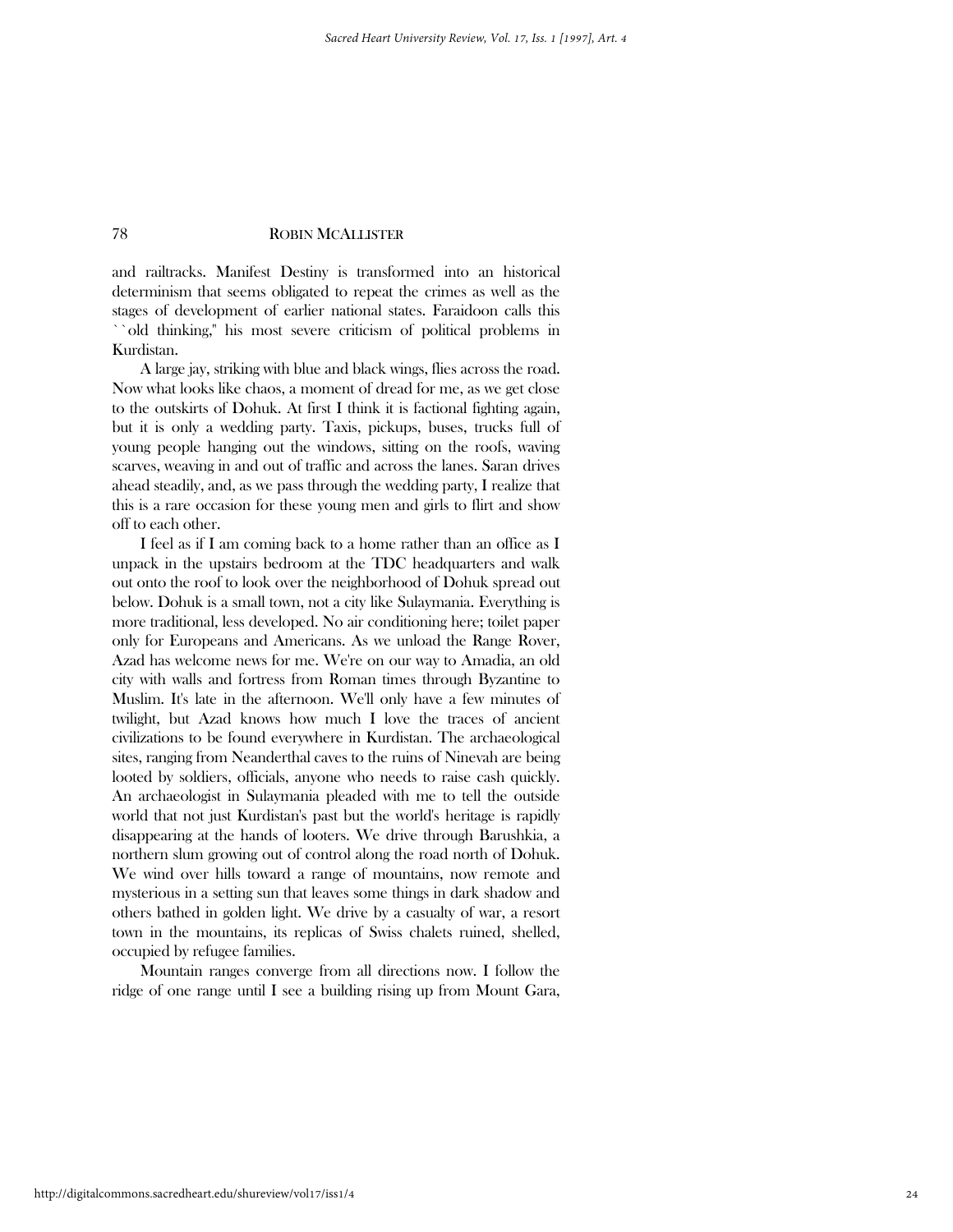and railtracks. Manifest Destiny is transformed into an historical determinism that seems obligated to repeat the crimes as well as the stages of development of earlier national states. Faraidoon calls this ``old thinking,'' his most severe criticism of political problems in Kurdistan.

A large jay, striking with blue and black wings, flies across the road. Now what looks like chaos, a moment of dread for me, as we get close to the outskirts of Dohuk. At first I think it is factional fighting again, but it is only a wedding party. Taxis, pickups, buses, trucks full of young people hanging out the windows, sitting on the roofs, waving scarves, weaving in and out of traffic and across the lanes. Saran drives ahead steadily, and, as we pass through the wedding party, I realize that this is a rare occasion for these young men and girls to flirt and show off to each other.

I feel as if I am coming back to a home rather than an office as I unpack in the upstairs bedroom at the TDC headquarters and walk out onto the roof to look over the neighborhood of Dohuk spread out below. Dohuk is a small town, not a city like Sulaymania. Everything is more traditional, less developed. No air conditioning here; toilet paper only for Europeans and Americans. As we unload the Range Rover, Azad has welcome news for me. We're on our way to Amadia, an old city with walls and fortress from Roman times through Byzantine to Muslim. It's late in the afternoon. We'll only have a few minutes of twilight, but Azad knows how much I love the traces of ancient civilizations to be found everywhere in Kurdistan. The archaeological sites, ranging from Neanderthal caves to the ruins of Ninevah are being looted by soldiers, officials, anyone who needs to raise cash quickly. An archaeologist in Sulaymania pleaded with me to tell the outside world that not just Kurdistan's past but the world's heritage is rapidly disappearing at the hands of looters. We drive through Barushkia, a northern slum growing out of control along the road north of Dohuk. We wind over hills toward a range of mountains, now remote and mysterious in a setting sun that leaves some things in dark shadow and others bathed in golden light. We drive by a casualty of war, a resort town in the mountains, its replicas of Swiss chalets ruined, shelled, occupied by refugee families.

Mountain ranges converge from all directions now. I follow the ridge of one range until I see a building rising up from Mount Gara,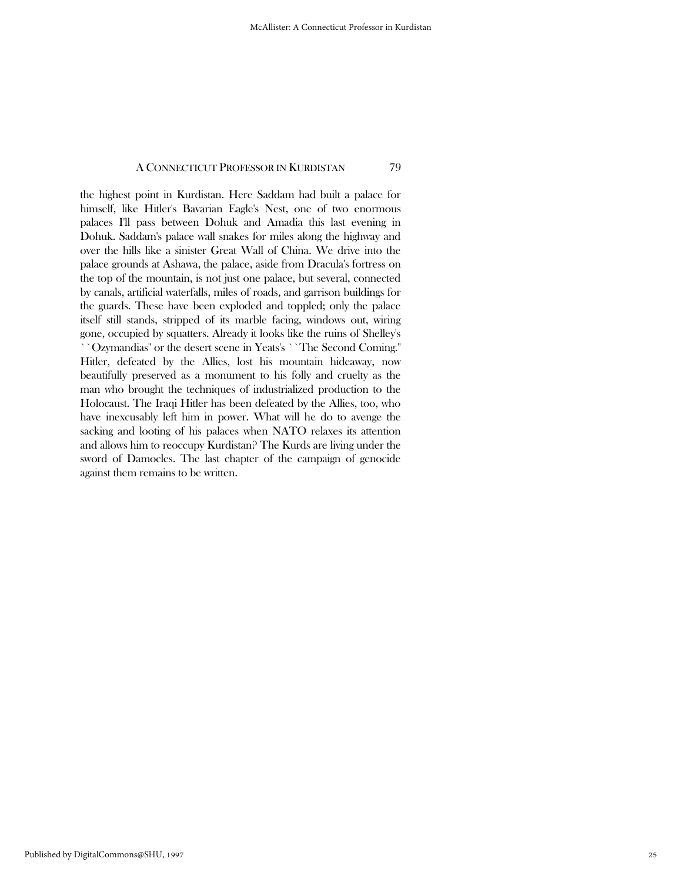the highest point in Kurdistan. Here Saddam had built a palace for himself, like Hitler's Bavarian Eagle's Nest, one of two enormous palaces I'll pass between Dohuk and Amadia this last evening in Dohuk. Saddam's palace wall snakes for miles along the highway and over the hills like a sinister Great Wall of China. We drive into the palace grounds at Ashawa, the palace, aside from Dracula's fortress on the top of the mountain, is not just one palace, but several, connected by canals, artificial waterfalls, miles of roads, and garrison buildings for the guards. These have been exploded and toppled; only the palace itself still stands, stripped of its marble facing, windows out, wiring gone, occupied by squatters. Already it looks like the ruins of Shelley's ``Ozymandias'' or the desert scene in Yeats's ``The Second Coming.'' Hitler, defeated by the Allies, lost his mountain hideaway, now beautifully preserved as a monument to his folly and cruelty as the man who brought the techniques of industrialized production to the Holocaust. The Iraqi Hitler has been defeated by the Allies, too, who have inexcusably left him in power. What will he do to avenge the sacking and looting of his palaces when NATO relaxes its attention and allows him to reoccupy Kurdistan? The Kurds are living under the sword of Damocles. The last chapter of the campaign of genocide against them remains to be written.